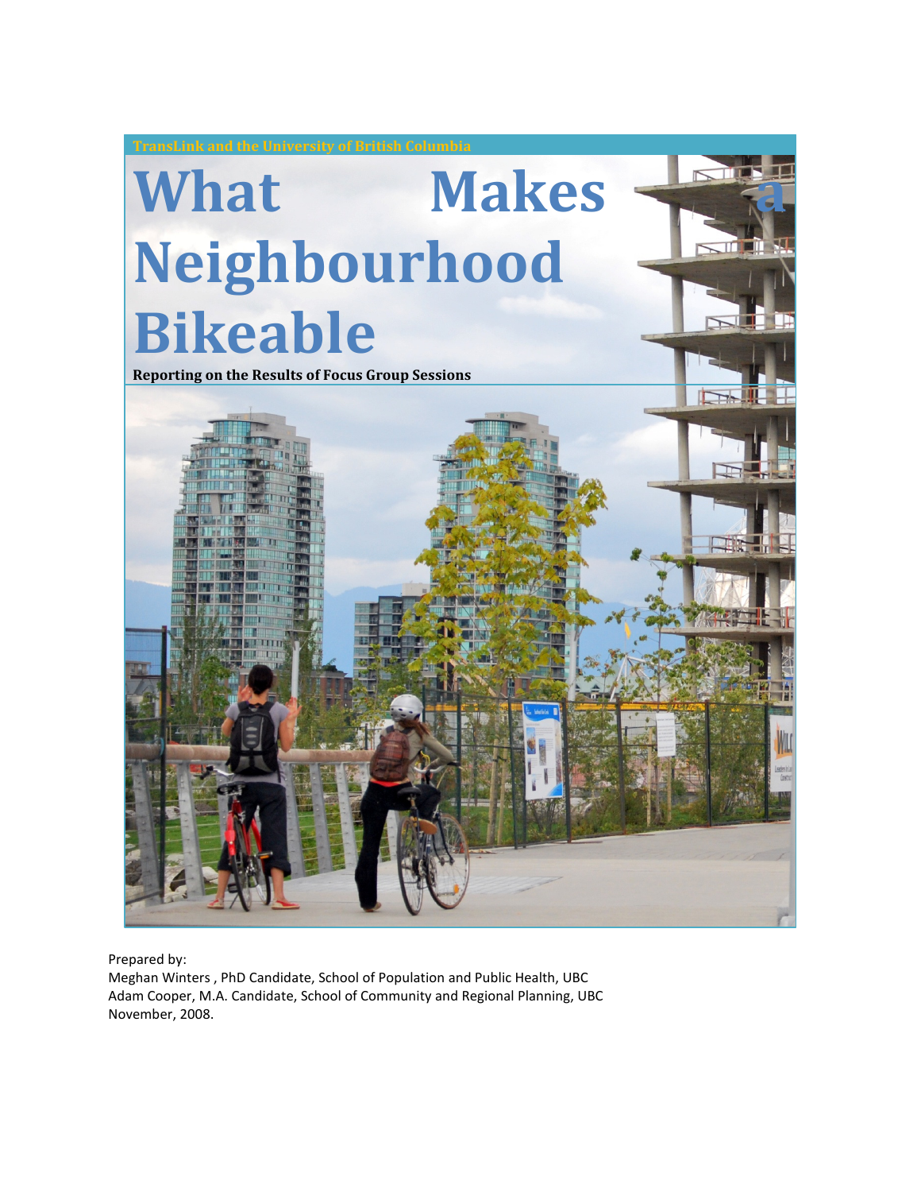TransLink and the University of British Columbia

# What Makes a Neighbourhood Bikeable

**Reporting on the Results of Focus Group Sessions**

Prepared by:
Meghan Winters , PhD Candidate, School of Population and Public Health, UBC
Adam Cooper, M.A. Candidate, School of Community and Regional Planning, UBC
November, 2008.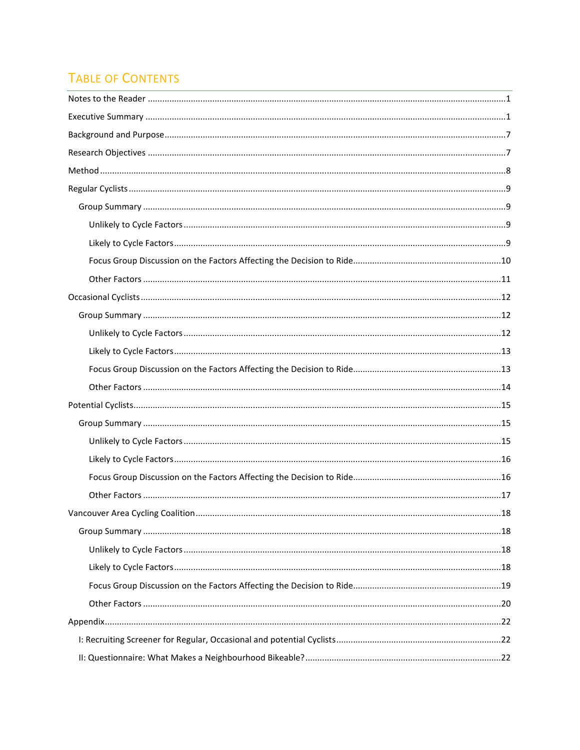# Table of Contents

- Notes to the Reader ....................................................................................................................1
- Executive Summary .....................................................................................................................1
- Background and Purpose ............................................................................................................7
- Research Objectives ....................................................................................................................7
- Method ........................................................................................................................................8
- Regular Cyclists ...........................................................................................................................9
  - Group Summary ......................................................................................................................9
    - Unlikely to Cycle Factors ....................................................................................................9
    - Likely to Cycle Factors ........................................................................................................9
    - Focus Group Discussion on the Factors Affecting the Decision to Ride .............................10
    - Other Factors ...................................................................................................................11
- Occasional Cyclists ....................................................................................................................12
  - Group Summary ....................................................................................................................12
    - Unlikely to Cycle Factors ..................................................................................................12
    - Likely to Cycle Factors ......................................................................................................13
    - Focus Group Discussion on the Factors Affecting the Decision to Ride .............................13
    - Other Factors ...................................................................................................................14
- Potential Cyclists .......................................................................................................................15
  - Group Summary ....................................................................................................................15
    - Unlikely to Cycle Factors ..................................................................................................15
    - Likely to Cycle Factors ......................................................................................................16
    - Focus Group Discussion on the Factors Affecting the Decision to Ride .............................16
    - Other Factors ...................................................................................................................17
- Vancouver Area Cycling Coalition .............................................................................................18
  - Group Summary ....................................................................................................................18
    - Unlikely to Cycle Factors ..................................................................................................18
    - Likely to Cycle Factors ......................................................................................................18
    - Focus Group Discussion on the Factors Affecting the Decision to Ride .............................19
    - Other Factors ...................................................................................................................20
- Appendix ...................................................................................................................................22
  - I: Recruiting Screener for Regular, Occasional and potential Cyclists ....................................22
  - II: Questionnaire: What Makes a Neighbourhood Bikeable? ................................................22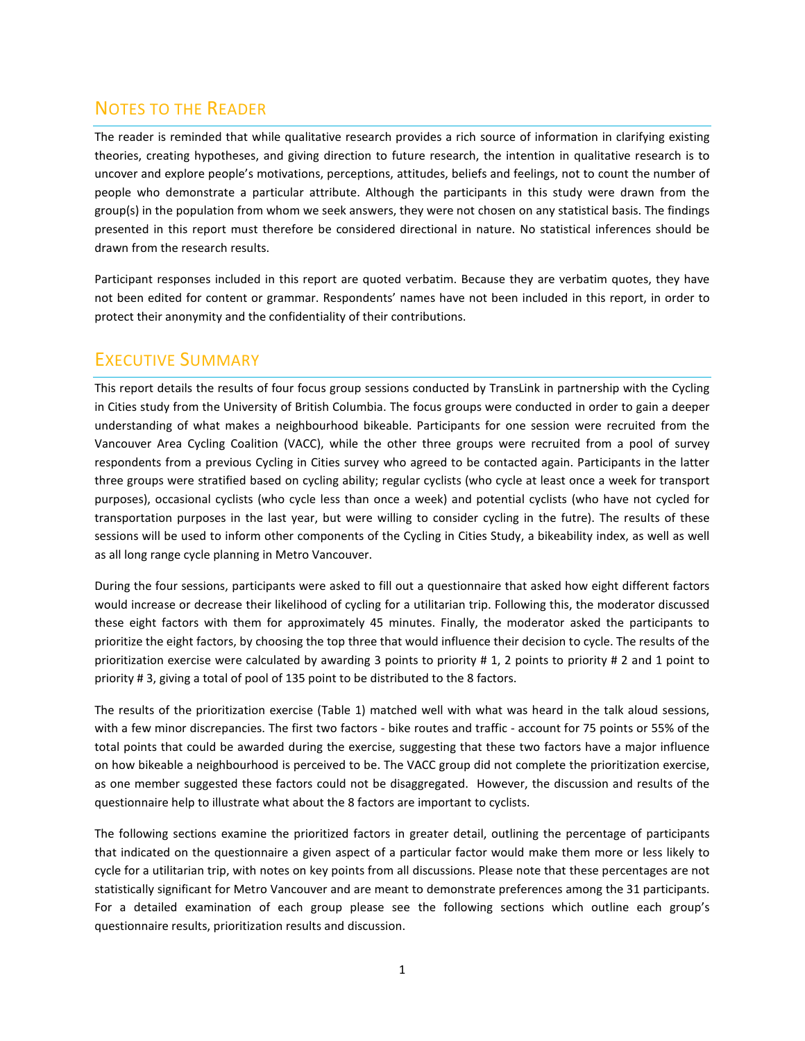## Notes to the Reader

The reader is reminded that while qualitative research provides a rich source of information in clarifying existing theories, creating hypotheses, and giving direction to future research, the intention in qualitative research is to uncover and explore people's motivations, perceptions, attitudes, beliefs and feelings, not to count the number of people who demonstrate a particular attribute. Although the participants in this study were drawn from the group(s) in the population from whom we seek answers, they were not chosen on any statistical basis. The findings presented in this report must therefore be considered directional in nature. No statistical inferences should be drawn from the research results.

Participant responses included in this report are quoted verbatim. Because they are verbatim quotes, they have not been edited for content or grammar. Respondents' names have not been included in this report, in order to protect their anonymity and the confidentiality of their contributions.

## Executive Summary

This report details the results of four focus group sessions conducted by TransLink in partnership with the Cycling in Cities study from the University of British Columbia. The focus groups were conducted in order to gain a deeper understanding of what makes a neighbourhood bikeable. Participants for one session were recruited from the Vancouver Area Cycling Coalition (VACC), while the other three groups were recruited from a pool of survey respondents from a previous Cycling in Cities survey who agreed to be contacted again. Participants in the latter three groups were stratified based on cycling ability; regular cyclists (who cycle at least once a week for transport purposes), occasional cyclists (who cycle less than once a week) and potential cyclists (who have not cycled for transportation purposes in the last year, but were willing to consider cycling in the futre). The results of these sessions will be used to inform other components of the Cycling in Cities Study, a bikeability index, as well as well as all long range cycle planning in Metro Vancouver.

During the four sessions, participants were asked to fill out a questionnaire that asked how eight different factors would increase or decrease their likelihood of cycling for a utilitarian trip. Following this, the moderator discussed these eight factors with them for approximately 45 minutes. Finally, the moderator asked the participants to prioritize the eight factors, by choosing the top three that would influence their decision to cycle. The results of the prioritization exercise were calculated by awarding 3 points to priority # 1, 2 points to priority # 2 and 1 point to priority # 3, giving a total of pool of 135 point to be distributed to the 8 factors.

The results of the prioritization exercise (Table 1) matched well with what was heard in the talk aloud sessions, with a few minor discrepancies. The first two factors - bike routes and traffic - account for 75 points or 55% of the total points that could be awarded during the exercise, suggesting that these two factors have a major influence on how bikeable a neighbourhood is perceived to be. The VACC group did not complete the prioritization exercise, as one member suggested these factors could not be disaggregated. However, the discussion and results of the questionnaire help to illustrate what about the 8 factors are important to cyclists.

The following sections examine the prioritized factors in greater detail, outlining the percentage of participants that indicated on the questionnaire a given aspect of a particular factor would make them more or less likely to cycle for a utilitarian trip, with notes on key points from all discussions. Please note that these percentages are not statistically significant for Metro Vancouver and are meant to demonstrate preferences among the 31 participants. For a detailed examination of each group please see the following sections which outline each group's questionnaire results, prioritization results and discussion.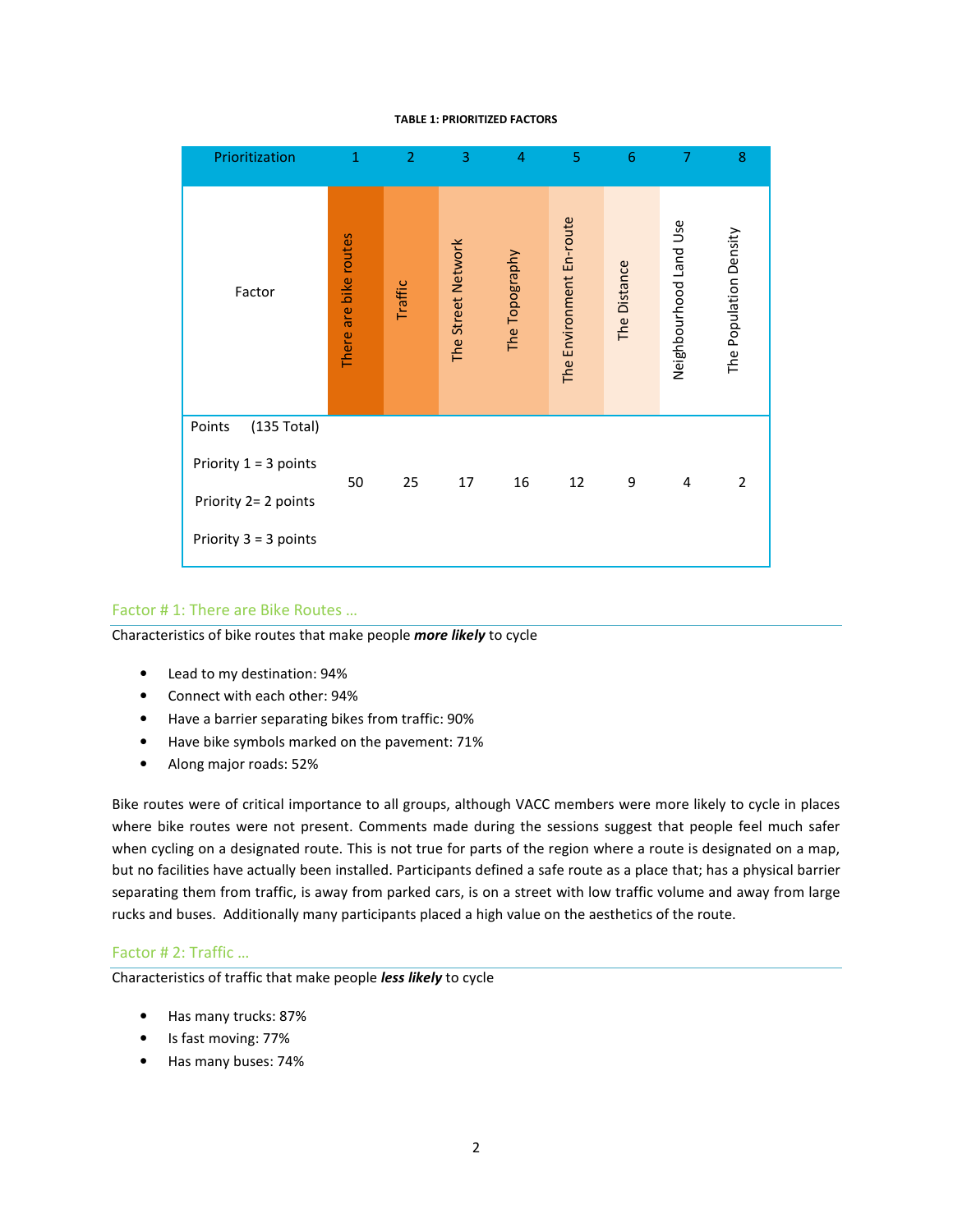**TABLE 1: PRIORITIZED FACTORS**

| Prioritization | 1 | 2 | 3 | 4 | 5 | 6 | 7 | 8 |
|---|---|---|---|---|---|---|---|---|
| Factor | There are bike routes | Traffic | The Street Network | The Topography | The Environment En-route | The Distance | Neighbourhood Land Use | The Population Density |
| Points (135 Total)<br>Priority 1 = 3 points<br>Priority 2= 2 points<br>Priority 3 = 3 points | 50 | 25 | 17 | 16 | 12 | 9 | 4 | 2 |

## Factor # 1: There are Bike Routes …

Characteristics of bike routes that make people ***more likely*** to cycle

- Lead to my destination: 94%
- Connect with each other: 94%
- Have a barrier separating bikes from traffic: 90%
- Have bike symbols marked on the pavement: 71%
- Along major roads: 52%

Bike routes were of critical importance to all groups, although VACC members were more likely to cycle in places where bike routes were not present. Comments made during the sessions suggest that people feel much safer when cycling on a designated route. This is not true for parts of the region where a route is designated on a map, but no facilities have actually been installed. Participants defined a safe route as a place that; has a physical barrier separating them from traffic, is away from parked cars, is on a street with low traffic volume and away from large rucks and buses. Additionally many participants placed a high value on the aesthetics of the route.

## Factor # 2: Traffic …

Characteristics of traffic that make people ***less likely*** to cycle

- Has many trucks: 87%
- Is fast moving: 77%
- Has many buses: 74%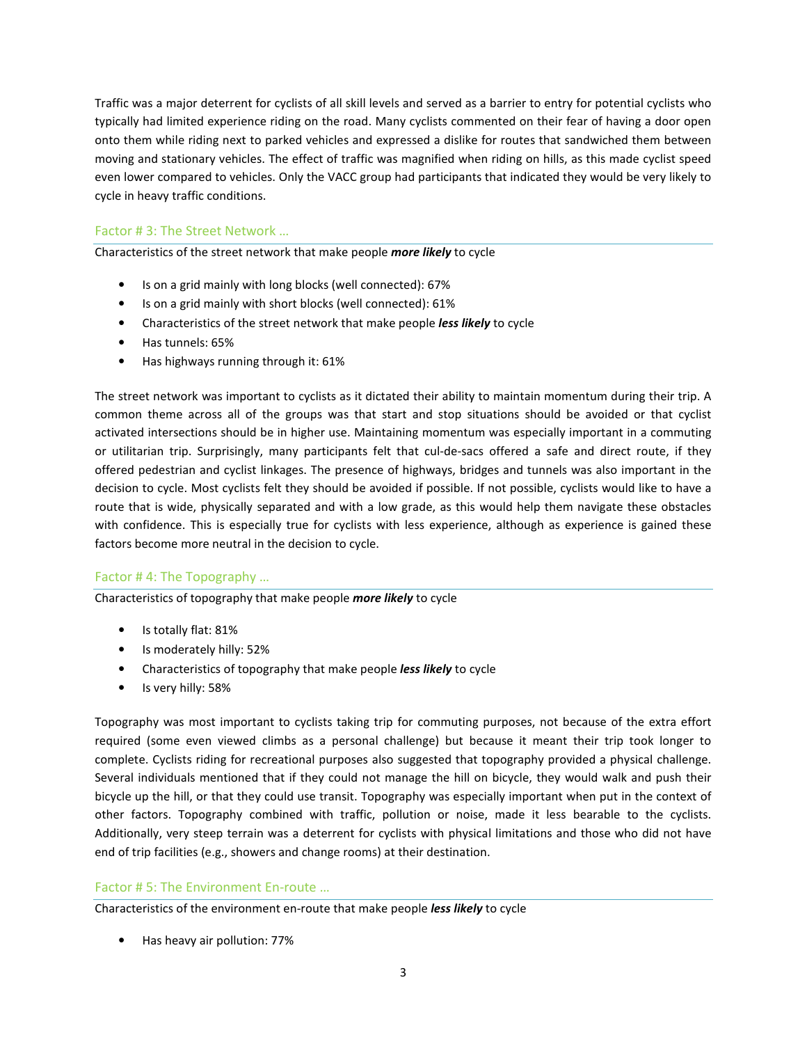Traffic was a major deterrent for cyclists of all skill levels and served as a barrier to entry for potential cyclists who typically had limited experience riding on the road. Many cyclists commented on their fear of having a door open onto them while riding next to parked vehicles and expressed a dislike for routes that sandwiched them between moving and stationary vehicles. The effect of traffic was magnified when riding on hills, as this made cyclist speed even lower compared to vehicles. Only the VACC group had participants that indicated they would be very likely to cycle in heavy traffic conditions.

## Factor # 3: The Street Network …

Characteristics of the street network that make people ***more likely*** to cycle

- Is on a grid mainly with long blocks (well connected): 67%
- Is on a grid mainly with short blocks (well connected): 61%
- Characteristics of the street network that make people ***less likely*** to cycle
- Has tunnels: 65%
- Has highways running through it: 61%

The street network was important to cyclists as it dictated their ability to maintain momentum during their trip. A common theme across all of the groups was that start and stop situations should be avoided or that cyclist activated intersections should be in higher use. Maintaining momentum was especially important in a commuting or utilitarian trip. Surprisingly, many participants felt that cul-de-sacs offered a safe and direct route, if they offered pedestrian and cyclist linkages. The presence of highways, bridges and tunnels was also important in the decision to cycle. Most cyclists felt they should be avoided if possible. If not possible, cyclists would like to have a route that is wide, physically separated and with a low grade, as this would help them navigate these obstacles with confidence. This is especially true for cyclists with less experience, although as experience is gained these factors become more neutral in the decision to cycle.

## Factor # 4: The Topography …

Characteristics of topography that make people ***more likely*** to cycle

- Is totally flat: 81%
- Is moderately hilly: 52%
- Characteristics of topography that make people ***less likely*** to cycle
- Is very hilly: 58%

Topography was most important to cyclists taking trip for commuting purposes, not because of the extra effort required (some even viewed climbs as a personal challenge) but because it meant their trip took longer to complete. Cyclists riding for recreational purposes also suggested that topography provided a physical challenge. Several individuals mentioned that if they could not manage the hill on bicycle, they would walk and push their bicycle up the hill, or that they could use transit. Topography was especially important when put in the context of other factors. Topography combined with traffic, pollution or noise, made it less bearable to the cyclists. Additionally, very steep terrain was a deterrent for cyclists with physical limitations and those who did not have end of trip facilities (e.g., showers and change rooms) at their destination.

## Factor # 5: The Environment En-route …

Characteristics of the environment en-route that make people ***less likely*** to cycle

- Has heavy air pollution: 77%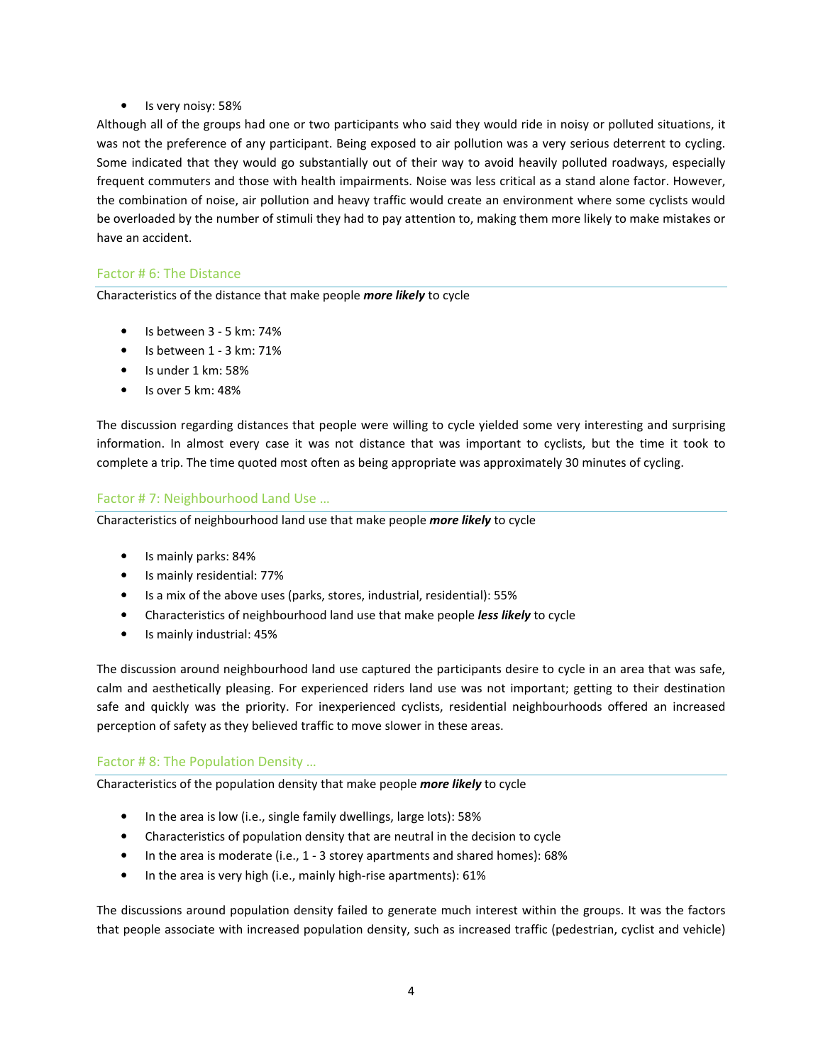- Is very noisy: 58%

Although all of the groups had one or two participants who said they would ride in noisy or polluted situations, it was not the preference of any participant. Being exposed to air pollution was a very serious deterrent to cycling. Some indicated that they would go substantially out of their way to avoid heavily polluted roadways, especially frequent commuters and those with health impairments. Noise was less critical as a stand alone factor. However, the combination of noise, air pollution and heavy traffic would create an environment where some cyclists would be overloaded by the number of stimuli they had to pay attention to, making them more likely to make mistakes or have an accident.

### Factor # 6: The Distance

Characteristics of the distance that make people ***more likely*** to cycle

- Is between 3 - 5 km: 74%
- Is between 1 - 3 km: 71%
- Is under 1 km: 58%
- Is over 5 km: 48%

The discussion regarding distances that people were willing to cycle yielded some very interesting and surprising information. In almost every case it was not distance that was important to cyclists, but the time it took to complete a trip. The time quoted most often as being appropriate was approximately 30 minutes of cycling.

### Factor # 7: Neighbourhood Land Use …

Characteristics of neighbourhood land use that make people ***more likely*** to cycle

- Is mainly parks: 84%
- Is mainly residential: 77%
- Is a mix of the above uses (parks, stores, industrial, residential): 55%
- Characteristics of neighbourhood land use that make people ***less likely*** to cycle
- Is mainly industrial: 45%

The discussion around neighbourhood land use captured the participants desire to cycle in an area that was safe, calm and aesthetically pleasing. For experienced riders land use was not important; getting to their destination safe and quickly was the priority. For inexperienced cyclists, residential neighbourhoods offered an increased perception of safety as they believed traffic to move slower in these areas.

### Factor # 8: The Population Density …

Characteristics of the population density that make people ***more likely*** to cycle

- In the area is low (i.e., single family dwellings, large lots): 58%
- Characteristics of population density that are neutral in the decision to cycle
- In the area is moderate (i.e., 1 - 3 storey apartments and shared homes): 68%
- In the area is very high (i.e., mainly high-rise apartments): 61%

The discussions around population density failed to generate much interest within the groups. It was the factors that people associate with increased population density, such as increased traffic (pedestrian, cyclist and vehicle)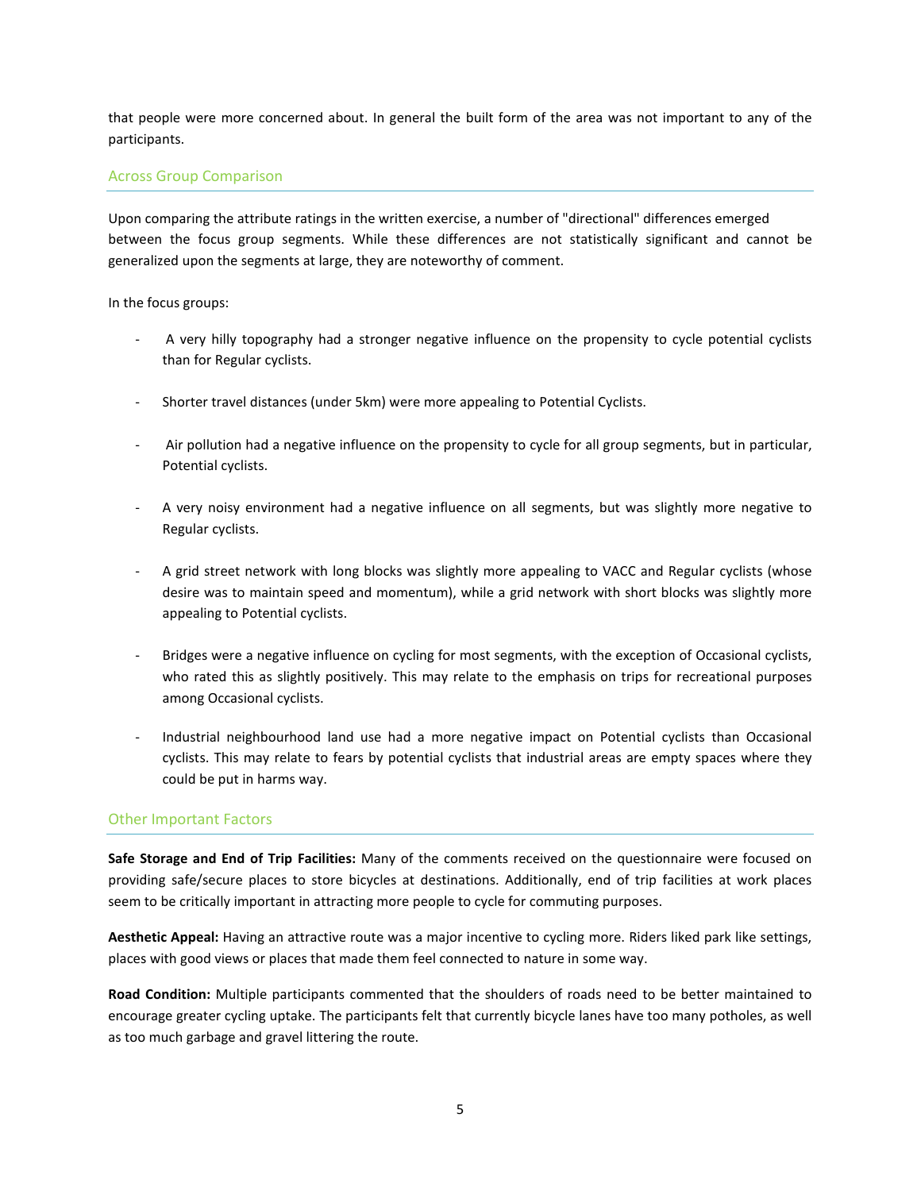that people were more concerned about. In general the built form of the area was not important to any of the participants.

## Across Group Comparison

Upon comparing the attribute ratings in the written exercise, a number of "directional" differences emerged between the focus group segments. While these differences are not statistically significant and cannot be generalized upon the segments at large, they are noteworthy of comment.

In the focus groups:

- A very hilly topography had a stronger negative influence on the propensity to cycle potential cyclists than for Regular cyclists.
- Shorter travel distances (under 5km) were more appealing to Potential Cyclists.
- Air pollution had a negative influence on the propensity to cycle for all group segments, but in particular, Potential cyclists.
- A very noisy environment had a negative influence on all segments, but was slightly more negative to Regular cyclists.
- A grid street network with long blocks was slightly more appealing to VACC and Regular cyclists (whose desire was to maintain speed and momentum), while a grid network with short blocks was slightly more appealing to Potential cyclists.
- Bridges were a negative influence on cycling for most segments, with the exception of Occasional cyclists, who rated this as slightly positively. This may relate to the emphasis on trips for recreational purposes among Occasional cyclists.
- Industrial neighbourhood land use had a more negative impact on Potential cyclists than Occasional cyclists. This may relate to fears by potential cyclists that industrial areas are empty spaces where they could be put in harms way.

## Other Important Factors

**Safe Storage and End of Trip Facilities:** Many of the comments received on the questionnaire were focused on providing safe/secure places to store bicycles at destinations. Additionally, end of trip facilities at work places seem to be critically important in attracting more people to cycle for commuting purposes.

**Aesthetic Appeal:** Having an attractive route was a major incentive to cycling more. Riders liked park like settings, places with good views or places that made them feel connected to nature in some way.

**Road Condition:** Multiple participants commented that the shoulders of roads need to be better maintained to encourage greater cycling uptake. The participants felt that currently bicycle lanes have too many potholes, as well as too much garbage and gravel littering the route.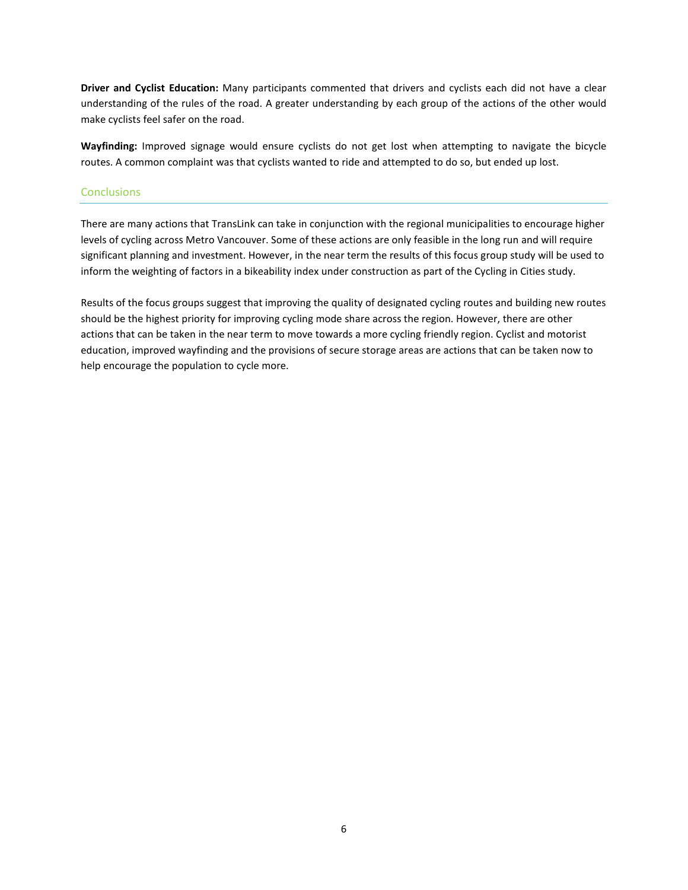**Driver and Cyclist Education:** Many participants commented that drivers and cyclists each did not have a clear understanding of the rules of the road. A greater understanding by each group of the actions of the other would make cyclists feel safer on the road.

**Wayfinding:** Improved signage would ensure cyclists do not get lost when attempting to navigate the bicycle routes. A common complaint was that cyclists wanted to ride and attempted to do so, but ended up lost.

## Conclusions

There are many actions that TransLink can take in conjunction with the regional municipalities to encourage higher levels of cycling across Metro Vancouver. Some of these actions are only feasible in the long run and will require significant planning and investment. However, in the near term the results of this focus group study will be used to inform the weighting of factors in a bikeability index under construction as part of the Cycling in Cities study.

Results of the focus groups suggest that improving the quality of designated cycling routes and building new routes should be the highest priority for improving cycling mode share across the region. However, there are other actions that can be taken in the near term to move towards a more cycling friendly region. Cyclist and motorist education, improved wayfinding and the provisions of secure storage areas are actions that can be taken now to help encourage the population to cycle more.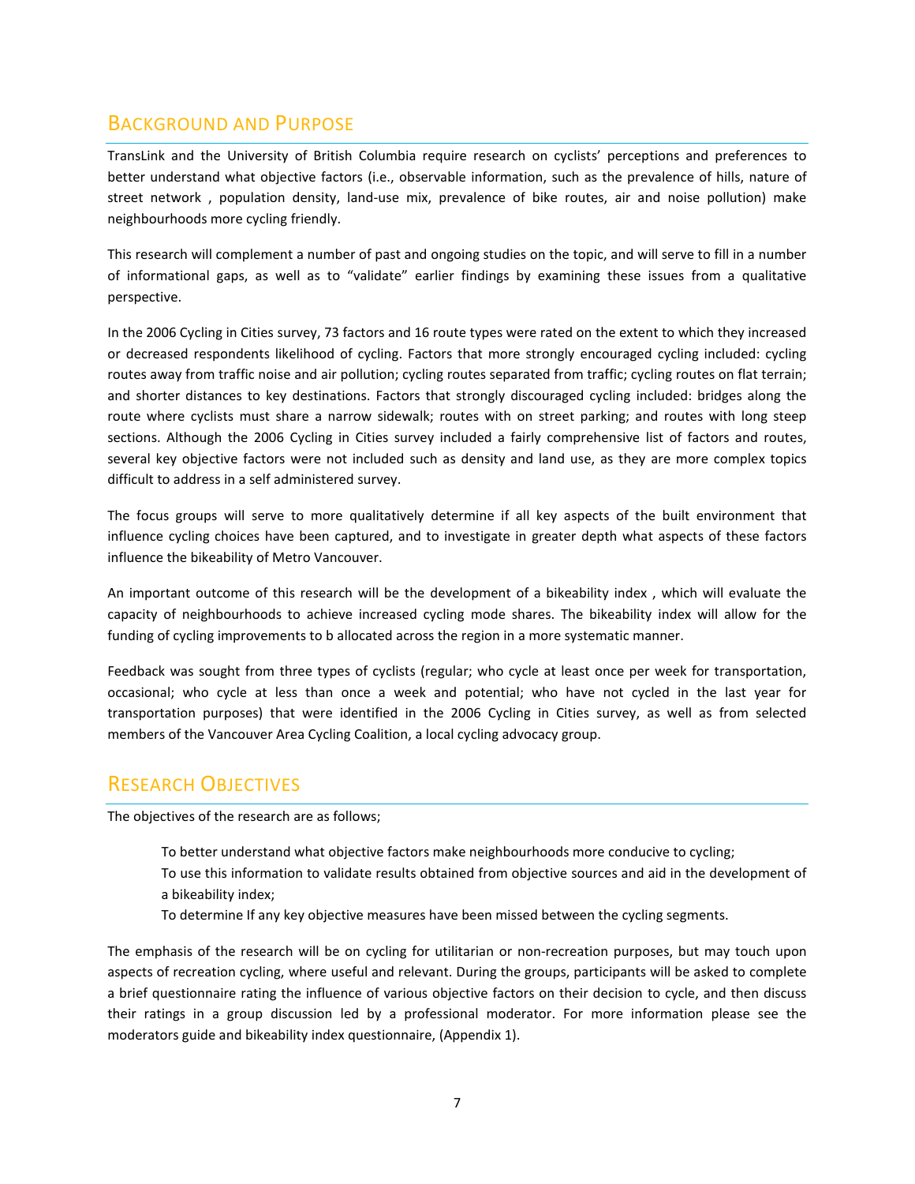## Background and Purpose

TransLink and the University of British Columbia require research on cyclists' perceptions and preferences to better understand what objective factors (i.e., observable information, such as the prevalence of hills, nature of street network , population density, land-use mix, prevalence of bike routes, air and noise pollution) make neighbourhoods more cycling friendly.

This research will complement a number of past and ongoing studies on the topic, and will serve to fill in a number of informational gaps, as well as to "validate" earlier findings by examining these issues from a qualitative perspective.

In the 2006 Cycling in Cities survey, 73 factors and 16 route types were rated on the extent to which they increased or decreased respondents likelihood of cycling. Factors that more strongly encouraged cycling included: cycling routes away from traffic noise and air pollution; cycling routes separated from traffic; cycling routes on flat terrain; and shorter distances to key destinations. Factors that strongly discouraged cycling included: bridges along the route where cyclists must share a narrow sidewalk; routes with on street parking; and routes with long steep sections. Although the 2006 Cycling in Cities survey included a fairly comprehensive list of factors and routes, several key objective factors were not included such as density and land use, as they are more complex topics difficult to address in a self administered survey.

The focus groups will serve to more qualitatively determine if all key aspects of the built environment that influence cycling choices have been captured, and to investigate in greater depth what aspects of these factors influence the bikeability of Metro Vancouver.

An important outcome of this research will be the development of a bikeability index , which will evaluate the capacity of neighbourhoods to achieve increased cycling mode shares. The bikeability index will allow for the funding of cycling improvements to b allocated across the region in a more systematic manner.

Feedback was sought from three types of cyclists (regular; who cycle at least once per week for transportation, occasional; who cycle at less than once a week and potential; who have not cycled in the last year for transportation purposes) that were identified in the 2006 Cycling in Cities survey, as well as from selected members of the Vancouver Area Cycling Coalition, a local cycling advocacy group.

## Research Objectives

The objectives of the research are as follows;

- To better understand what objective factors make neighbourhoods more conducive to cycling;
- To use this information to validate results obtained from objective sources and aid in the development of a bikeability index;
- To determine If any key objective measures have been missed between the cycling segments.

The emphasis of the research will be on cycling for utilitarian or non-recreation purposes, but may touch upon aspects of recreation cycling, where useful and relevant. During the groups, participants will be asked to complete a brief questionnaire rating the influence of various objective factors on their decision to cycle, and then discuss their ratings in a group discussion led by a professional moderator. For more information please see the moderators guide and bikeability index questionnaire, (Appendix 1).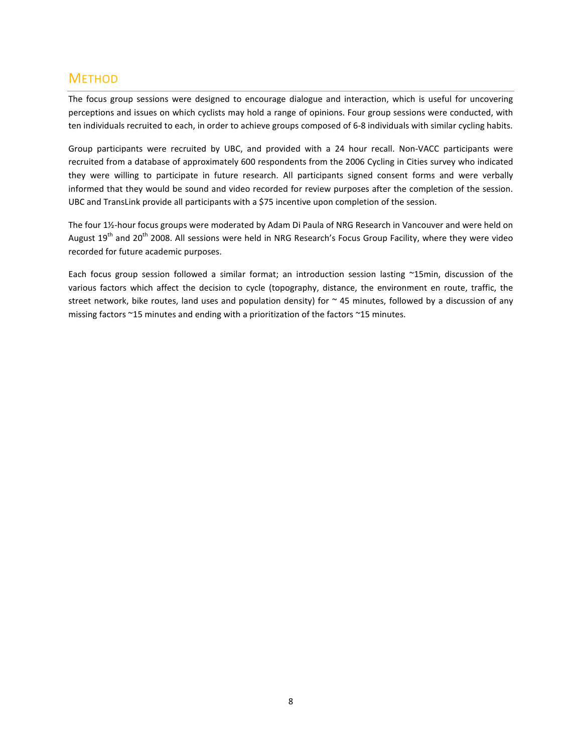# METHOD

The focus group sessions were designed to encourage dialogue and interaction, which is useful for uncovering perceptions and issues on which cyclists may hold a range of opinions. Four group sessions were conducted, with ten individuals recruited to each, in order to achieve groups composed of 6-8 individuals with similar cycling habits.

Group participants were recruited by UBC, and provided with a 24 hour recall. Non-VACC participants were recruited from a database of approximately 600 respondents from the 2006 Cycling in Cities survey who indicated they were willing to participate in future research. All participants signed consent forms and were verbally informed that they would be sound and video recorded for review purposes after the completion of the session. UBC and TransLink provide all participants with a $75 incentive upon completion of the session.

The four 1½-hour focus groups were moderated by Adam Di Paula of NRG Research in Vancouver and were held on August 19th and 20th 2008. All sessions were held in NRG Research's Focus Group Facility, where they were video recorded for future academic purposes.

Each focus group session followed a similar format; an introduction session lasting ~15min, discussion of the various factors which affect the decision to cycle (topography, distance, the environment en route, traffic, the street network, bike routes, land uses and population density) for ~ 45 minutes, followed by a discussion of any missing factors ~15 minutes and ending with a prioritization of the factors ~15 minutes.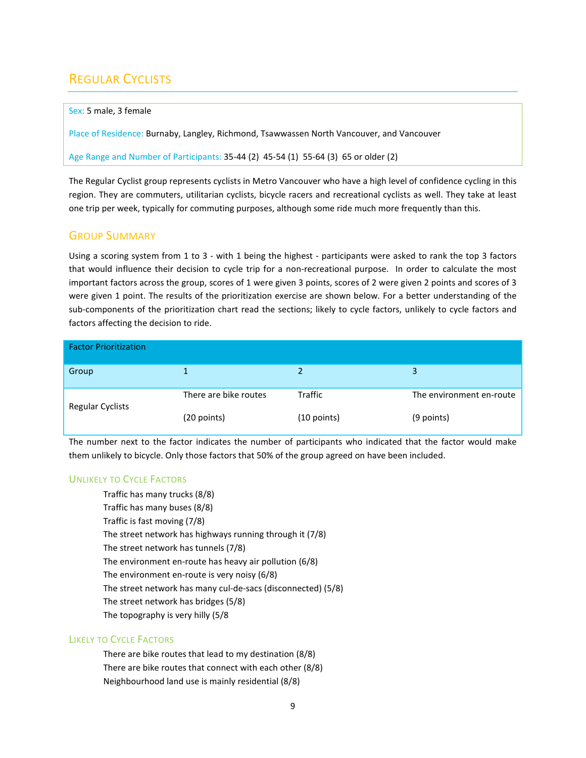## Regular Cyclists

Sex: 5 male, 3 female

Place of Residence: Burnaby, Langley, Richmond, Tsawwassen North Vancouver, and Vancouver

Age Range and Number of Participants: 35-44 (2) 45-54 (1) 55-64 (3) 65 or older (2)

The Regular Cyclist group represents cyclists in Metro Vancouver who have a high level of confidence cycling in this region. They are commuters, utilitarian cyclists, bicycle racers and recreational cyclists as well. They take at least one trip per week, typically for commuting purposes, although some ride much more frequently than this.

### Group Summary

Using a scoring system from 1 to 3 - with 1 being the highest - participants were asked to rank the top 3 factors that would influence their decision to cycle trip for a non-recreational purpose. In order to calculate the most important factors across the group, scores of 1 were given 3 points, scores of 2 were given 2 points and scores of 3 were given 1 point. The results of the prioritization exercise are shown below. For a better understanding of the sub-components of the prioritization chart read the sections; likely to cycle factors, unlikely to cycle factors and factors affecting the decision to ride.

| Factor Prioritization | | | |
|---|---|---|---|
| Group | 1 | 2 | 3 |
| Regular Cyclists | There are bike routes (20 points) | Traffic (10 points) | The environment en-route (9 points) |

The number next to the factor indicates the number of participants who indicated that the factor would make them unlikely to bicycle. Only those factors that 50% of the group agreed on have been included.

#### Unlikely to Cycle Factors

- Traffic has many trucks (8/8)
- Traffic has many buses (8/8)
- Traffic is fast moving (7/8)
- The street network has highways running through it (7/8)
- The street network has tunnels (7/8)
- The environment en-route has heavy air pollution (6/8)
- The environment en-route is very noisy (6/8)
- The street network has many cul-de-sacs (disconnected) (5/8)
- The street network has bridges (5/8)
- The topography is very hilly (5/8

#### Likely to Cycle Factors

- There are bike routes that lead to my destination (8/8)
- There are bike routes that connect with each other (8/8)
- Neighbourhood land use is mainly residential (8/8)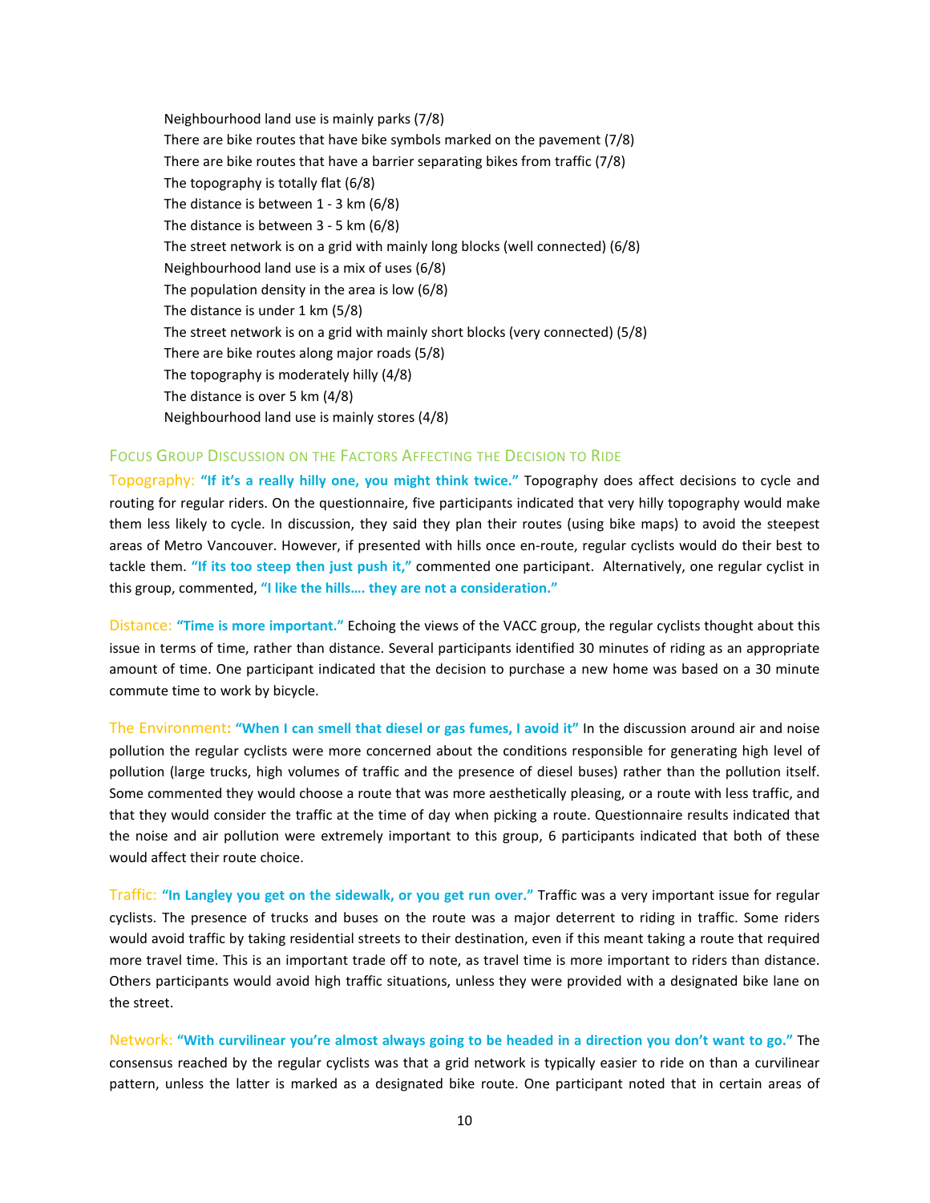Neighbourhood land use is mainly parks (7/8)
There are bike routes that have bike symbols marked on the pavement (7/8)
There are bike routes that have a barrier separating bikes from traffic (7/8)
The topography is totally flat (6/8)
The distance is between 1 - 3 km (6/8)
The distance is between 3 - 5 km (6/8)
The street network is on a grid with mainly long blocks (well connected) (6/8)
Neighbourhood land use is a mix of uses (6/8)
The population density in the area is low (6/8)
The distance is under 1 km (5/8)
The street network is on a grid with mainly short blocks (very connected) (5/8)
There are bike routes along major roads (5/8)
The topography is moderately hilly (4/8)
The distance is over 5 km (4/8)
Neighbourhood land use is mainly stores (4/8)

### Focus Group Discussion on the Factors Affecting the Decision to Ride

Topography: **"If it's a really hilly one, you might think twice."** Topography does affect decisions to cycle and routing for regular riders. On the questionnaire, five participants indicated that very hilly topography would make them less likely to cycle. In discussion, they said they plan their routes (using bike maps) to avoid the steepest areas of Metro Vancouver. However, if presented with hills once en-route, regular cyclists would do their best to tackle them. **"If its too steep then just push it,"** commented one participant. Alternatively, one regular cyclist in this group, commented, **"I like the hills…. they are not a consideration."**

Distance: **"Time is more important."** Echoing the views of the VACC group, the regular cyclists thought about this issue in terms of time, rather than distance. Several participants identified 30 minutes of riding as an appropriate amount of time. One participant indicated that the decision to purchase a new home was based on a 30 minute commute time to work by bicycle.

The Environment: **"When I can smell that diesel or gas fumes, I avoid it"** In the discussion around air and noise pollution the regular cyclists were more concerned about the conditions responsible for generating high level of pollution (large trucks, high volumes of traffic and the presence of diesel buses) rather than the pollution itself. Some commented they would choose a route that was more aesthetically pleasing, or a route with less traffic, and that they would consider the traffic at the time of day when picking a route. Questionnaire results indicated that the noise and air pollution were extremely important to this group, 6 participants indicated that both of these would affect their route choice.

Traffic: **"In Langley you get on the sidewalk, or you get run over."** Traffic was a very important issue for regular cyclists. The presence of trucks and buses on the route was a major deterrent to riding in traffic. Some riders would avoid traffic by taking residential streets to their destination, even if this meant taking a route that required more travel time. This is an important trade off to note, as travel time is more important to riders than distance. Others participants would avoid high traffic situations, unless they were provided with a designated bike lane on the street.

Network: **"With curvilinear you're almost always going to be headed in a direction you don't want to go."** The consensus reached by the regular cyclists was that a grid network is typically easier to ride on than a curvilinear pattern, unless the latter is marked as a designated bike route. One participant noted that in certain areas of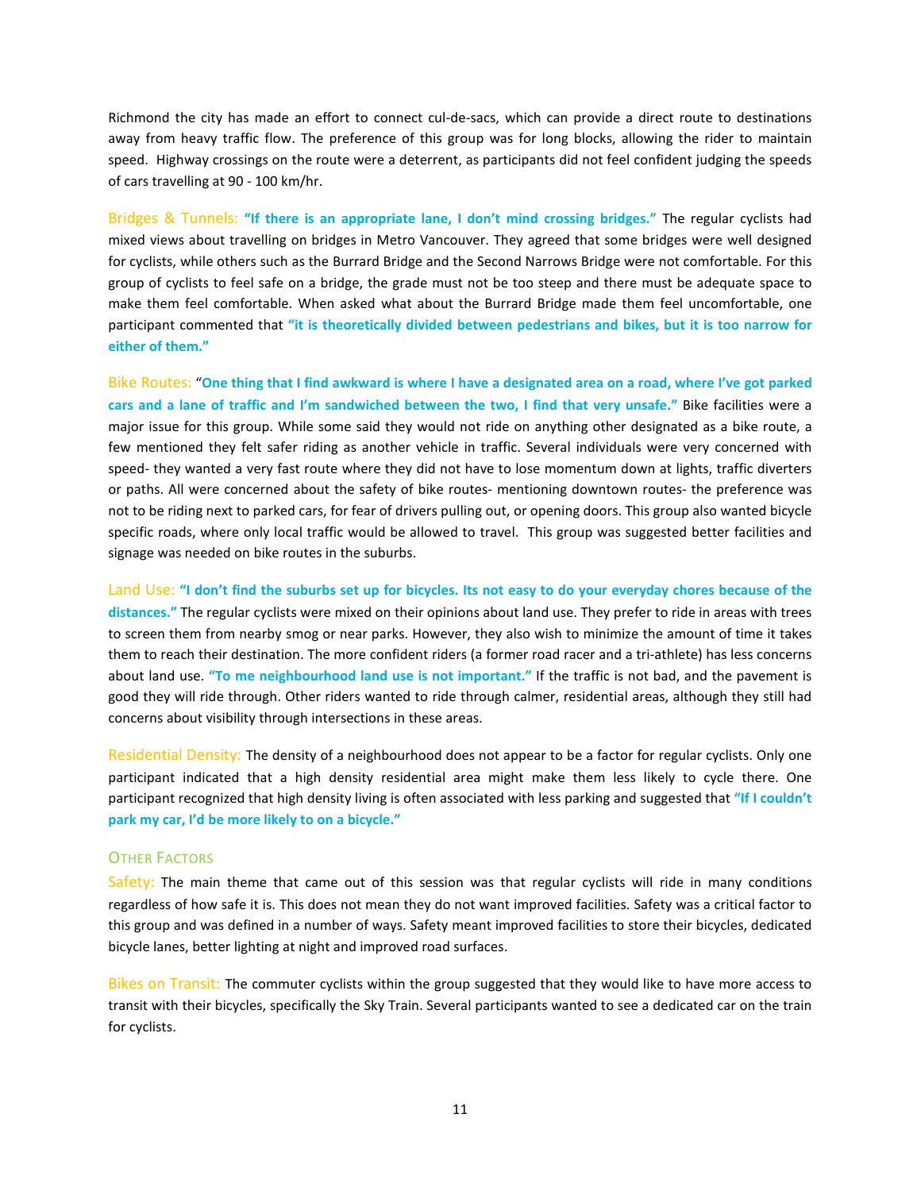Richmond the city has made an effort to connect cul-de-sacs, which can provide a direct route to destinations away from heavy traffic flow. The preference of this group was for long blocks, allowing the rider to maintain speed. Highway crossings on the route were a deterrent, as participants did not feel confident judging the speeds of cars travelling at 90 - 100 km/hr.

Bridges & Tunnels: **"If there is an appropriate lane, I don't mind crossing bridges."** The regular cyclists had mixed views about travelling on bridges in Metro Vancouver. They agreed that some bridges were well designed for cyclists, while others such as the Burrard Bridge and the Second Narrows Bridge were not comfortable. For this group of cyclists to feel safe on a bridge, the grade must not be too steep and there must be adequate space to make them feel comfortable. When asked what about the Burrard Bridge made them feel uncomfortable, one participant commented that **"it is theoretically divided between pedestrians and bikes, but it is too narrow for either of them."**

Bike Routes: **"One thing that I find awkward is where I have a designated area on a road, where I've got parked cars and a lane of traffic and I'm sandwiched between the two, I find that very unsafe."** Bike facilities were a major issue for this group. While some said they would not ride on anything other designated as a bike route, a few mentioned they felt safer riding as another vehicle in traffic. Several individuals were very concerned with speed- they wanted a very fast route where they did not have to lose momentum down at lights, traffic diverters or paths. All were concerned about the safety of bike routes- mentioning downtown routes- the preference was not to be riding next to parked cars, for fear of drivers pulling out, or opening doors. This group also wanted bicycle specific roads, where only local traffic would be allowed to travel. This group was suggested better facilities and signage was needed on bike routes in the suburbs.

Land Use: **"I don't find the suburbs set up for bicycles. Its not easy to do your everyday chores because of the distances."** The regular cyclists were mixed on their opinions about land use. They prefer to ride in areas with trees to screen them from nearby smog or near parks. However, they also wish to minimize the amount of time it takes them to reach their destination. The more confident riders (a former road racer and a tri-athlete) has less concerns about land use. **"To me neighbourhood land use is not important."** If the traffic is not bad, and the pavement is good they will ride through. Other riders wanted to ride through calmer, residential areas, although they still had concerns about visibility through intersections in these areas.

Residential Density: The density of a neighbourhood does not appear to be a factor for regular cyclists. Only one participant indicated that a high density residential area might make them less likely to cycle there. One participant recognized that high density living is often associated with less parking and suggested that **"If I couldn't park my car, I'd be more likely to on a bicycle."**

### Other Factors

Safety: The main theme that came out of this session was that regular cyclists will ride in many conditions regardless of how safe it is. This does not mean they do not want improved facilities. Safety was a critical factor to this group and was defined in a number of ways. Safety meant improved facilities to store their bicycles, dedicated bicycle lanes, better lighting at night and improved road surfaces.

Bikes on Transit: The commuter cyclists within the group suggested that they would like to have more access to transit with their bicycles, specifically the Sky Train. Several participants wanted to see a dedicated car on the train for cyclists.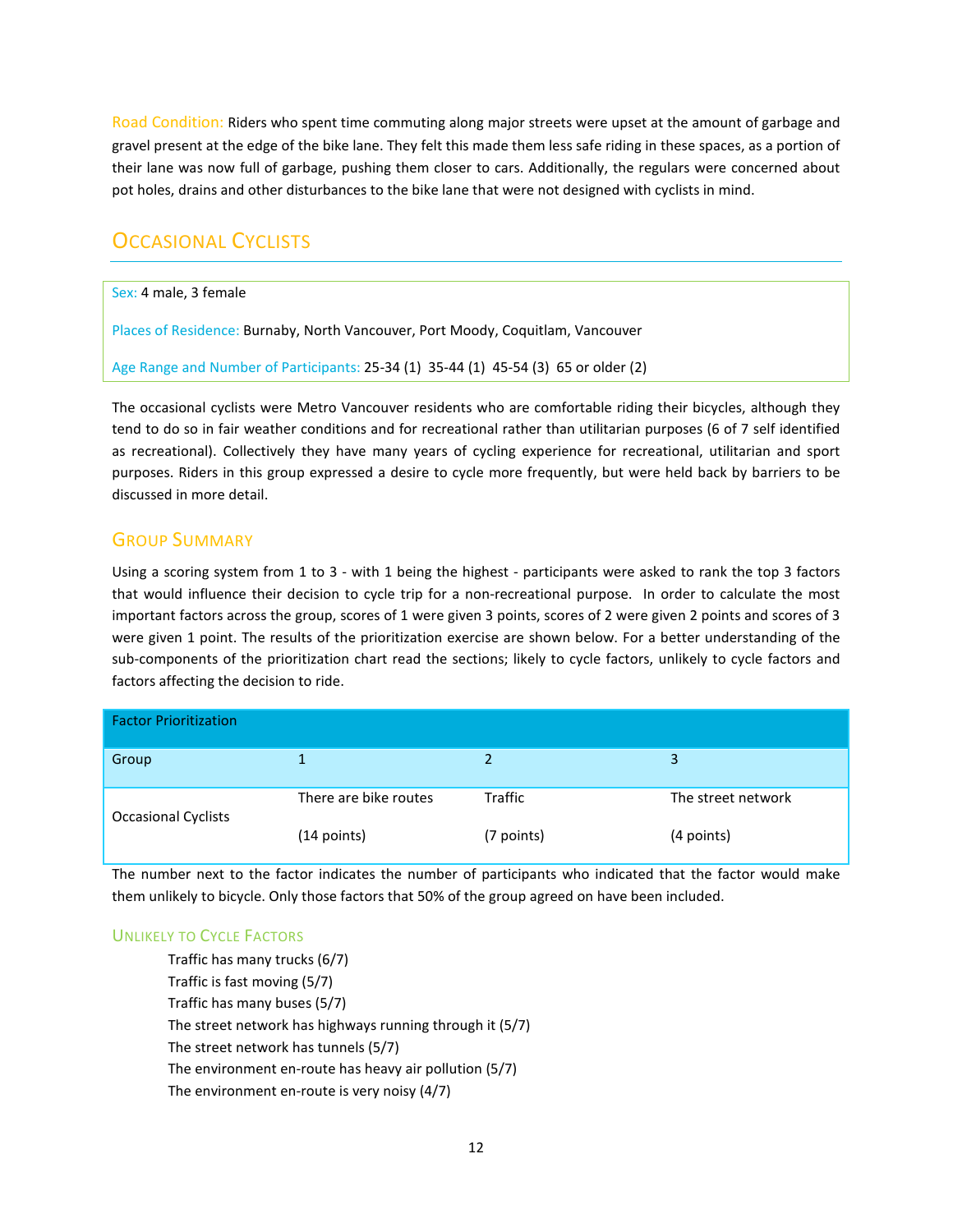**Road Condition:** Riders who spent time commuting along major streets were upset at the amount of garbage and gravel present at the edge of the bike lane. They felt this made them less safe riding in these spaces, as a portion of their lane was now full of garbage, pushing them closer to cars. Additionally, the regulars were concerned about pot holes, drains and other disturbances to the bike lane that were not designed with cyclists in mind.

## Occasional Cyclists

Sex: 4 male, 3 female

Places of Residence: Burnaby, North Vancouver, Port Moody, Coquitlam, Vancouver

Age Range and Number of Participants: 25-34 (1) 35-44 (1) 45-54 (3) 65 or older (2)

The occasional cyclists were Metro Vancouver residents who are comfortable riding their bicycles, although they tend to do so in fair weather conditions and for recreational rather than utilitarian purposes (6 of 7 self identified as recreational). Collectively they have many years of cycling experience for recreational, utilitarian and sport purposes. Riders in this group expressed a desire to cycle more frequently, but were held back by barriers to be discussed in more detail.

### Group Summary

Using a scoring system from 1 to 3 - with 1 being the highest - participants were asked to rank the top 3 factors that would influence their decision to cycle trip for a non-recreational purpose. In order to calculate the most important factors across the group, scores of 1 were given 3 points, scores of 2 were given 2 points and scores of 3 were given 1 point. The results of the prioritization exercise are shown below. For a better understanding of the sub-components of the prioritization chart read the sections; likely to cycle factors, unlikely to cycle factors and factors affecting the decision to ride.

| Factor Prioritization | | | |
|---|---|---|---|
| Group | 1 | 2 | 3 |
| Occasional Cyclists | There are bike routes (14 points) | Traffic (7 points) | The street network (4 points) |

The number next to the factor indicates the number of participants who indicated that the factor would make them unlikely to bicycle. Only those factors that 50% of the group agreed on have been included.

#### Unlikely to Cycle Factors

- Traffic has many trucks (6/7)
- Traffic is fast moving (5/7)
- Traffic has many buses (5/7)
- The street network has highways running through it (5/7)
- The street network has tunnels (5/7)
- The environment en-route has heavy air pollution (5/7)
- The environment en-route is very noisy (4/7)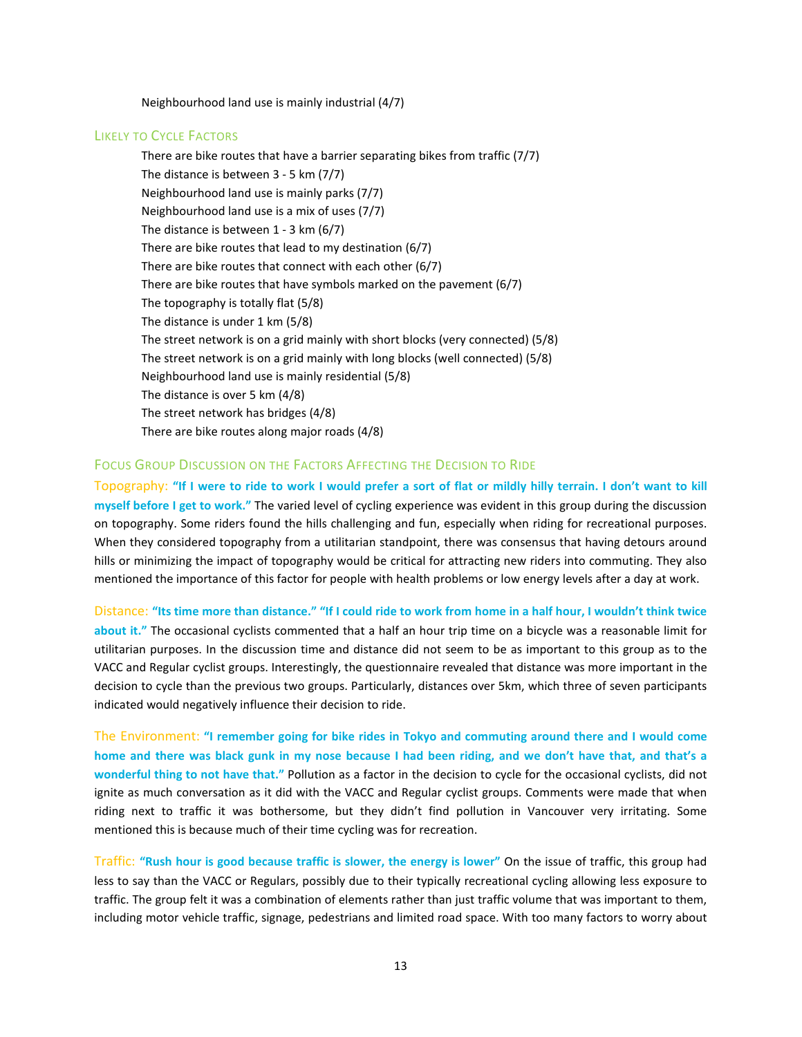Neighbourhood land use is mainly industrial (4/7)

### Likely to Cycle Factors

There are bike routes that have a barrier separating bikes from traffic (7/7)
The distance is between 3 - 5 km (7/7)
Neighbourhood land use is mainly parks (7/7)
Neighbourhood land use is a mix of uses (7/7)
The distance is between 1 - 3 km (6/7)
There are bike routes that lead to my destination (6/7)
There are bike routes that connect with each other (6/7)
There are bike routes that have symbols marked on the pavement (6/7)
The topography is totally flat (5/8)
The distance is under 1 km (5/8)
The street network is on a grid mainly with short blocks (very connected) (5/8)
The street network is on a grid mainly with long blocks (well connected) (5/8)
Neighbourhood land use is mainly residential (5/8)
The distance is over 5 km (4/8)
The street network has bridges (4/8)
There are bike routes along major roads (4/8)

### Focus Group Discussion on the Factors Affecting the Decision to Ride

Topography: **"If I were to ride to work I would prefer a sort of flat or mildly hilly terrain. I don't want to kill myself before I get to work."** The varied level of cycling experience was evident in this group during the discussion on topography. Some riders found the hills challenging and fun, especially when riding for recreational purposes. When they considered topography from a utilitarian standpoint, there was consensus that having detours around hills or minimizing the impact of topography would be critical for attracting new riders into commuting. They also mentioned the importance of this factor for people with health problems or low energy levels after a day at work.

Distance: **"Its time more than distance." "If I could ride to work from home in a half hour, I wouldn't think twice about it."** The occasional cyclists commented that a half an hour trip time on a bicycle was a reasonable limit for utilitarian purposes. In the discussion time and distance did not seem to be as important to this group as to the VACC and Regular cyclist groups. Interestingly, the questionnaire revealed that distance was more important in the decision to cycle than the previous two groups. Particularly, distances over 5km, which three of seven participants indicated would negatively influence their decision to ride.

The Environment: **"I remember going for bike rides in Tokyo and commuting around there and I would come home and there was black gunk in my nose because I had been riding, and we don't have that, and that's a wonderful thing to not have that."** Pollution as a factor in the decision to cycle for the occasional cyclists, did not ignite as much conversation as it did with the VACC and Regular cyclist groups. Comments were made that when riding next to traffic it was bothersome, but they didn't find pollution in Vancouver very irritating. Some mentioned this is because much of their time cycling was for recreation.

Traffic: **"Rush hour is good because traffic is slower, the energy is lower"** On the issue of traffic, this group had less to say than the VACC or Regulars, possibly due to their typically recreational cycling allowing less exposure to traffic. The group felt it was a combination of elements rather than just traffic volume that was important to them, including motor vehicle traffic, signage, pedestrians and limited road space. With too many factors to worry about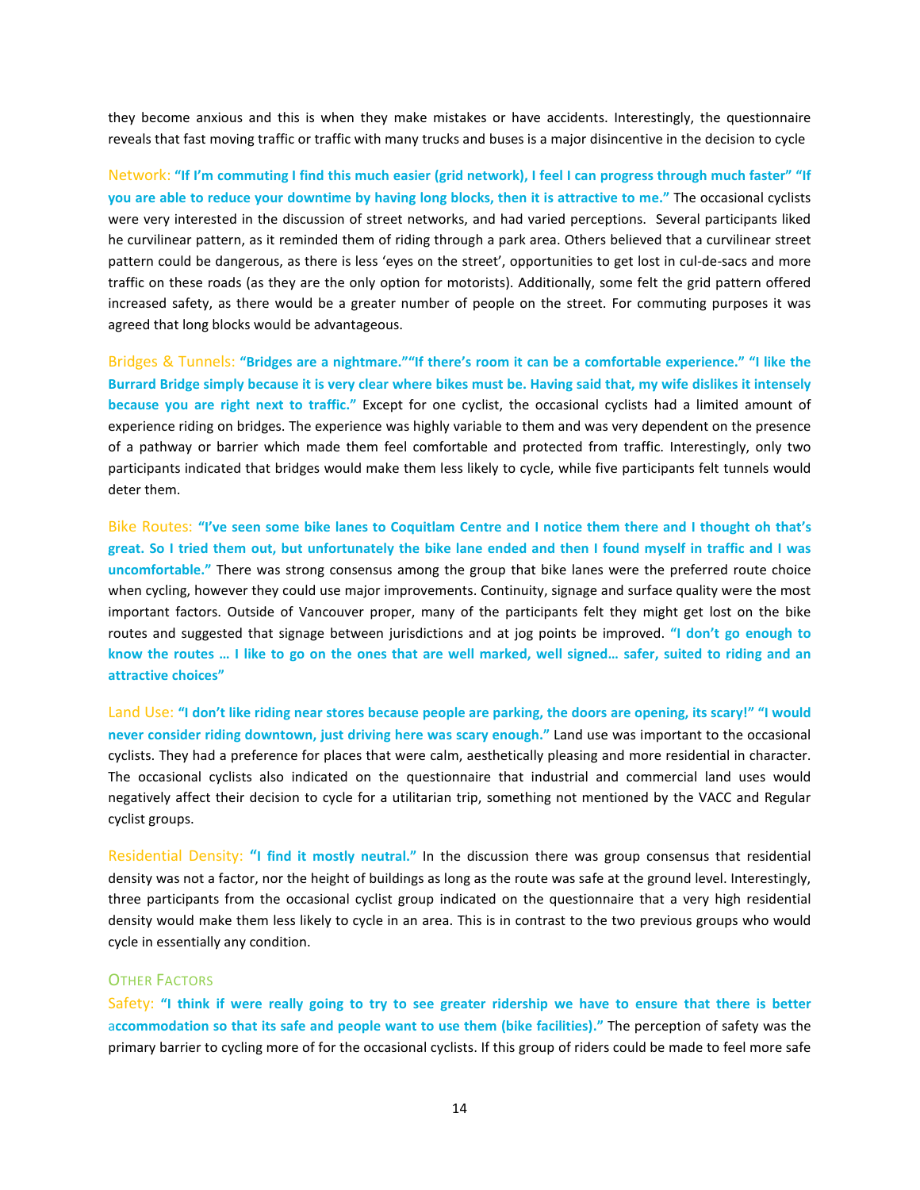they become anxious and this is when they make mistakes or have accidents. Interestingly, the questionnaire reveals that fast moving traffic or traffic with many trucks and buses is a major disincentive in the decision to cycle

Network: **"If I'm commuting I find this much easier (grid network), I feel I can progress through much faster" "If you are able to reduce your downtime by having long blocks, then it is attractive to me."** The occasional cyclists were very interested in the discussion of street networks, and had varied perceptions. Several participants liked he curvilinear pattern, as it reminded them of riding through a park area. Others believed that a curvilinear street pattern could be dangerous, as there is less 'eyes on the street', opportunities to get lost in cul-de-sacs and more traffic on these roads (as they are the only option for motorists). Additionally, some felt the grid pattern offered increased safety, as there would be a greater number of people on the street. For commuting purposes it was agreed that long blocks would be advantageous.

Bridges & Tunnels: **"Bridges are a nightmare.""If there's room it can be a comfortable experience." "I like the Burrard Bridge simply because it is very clear where bikes must be. Having said that, my wife dislikes it intensely because you are right next to traffic."** Except for one cyclist, the occasional cyclists had a limited amount of experience riding on bridges. The experience was highly variable to them and was very dependent on the presence of a pathway or barrier which made them feel comfortable and protected from traffic. Interestingly, only two participants indicated that bridges would make them less likely to cycle, while five participants felt tunnels would deter them.

Bike Routes: **"I've seen some bike lanes to Coquitlam Centre and I notice them there and I thought oh that's great. So I tried them out, but unfortunately the bike lane ended and then I found myself in traffic and I was uncomfortable."** There was strong consensus among the group that bike lanes were the preferred route choice when cycling, however they could use major improvements. Continuity, signage and surface quality were the most important factors. Outside of Vancouver proper, many of the participants felt they might get lost on the bike routes and suggested that signage between jurisdictions and at jog points be improved. **"I don't go enough to know the routes … I like to go on the ones that are well marked, well signed… safer, suited to riding and an attractive choices"**

Land Use: **"I don't like riding near stores because people are parking, the doors are opening, its scary!" "I would never consider riding downtown, just driving here was scary enough."** Land use was important to the occasional cyclists. They had a preference for places that were calm, aesthetically pleasing and more residential in character. The occasional cyclists also indicated on the questionnaire that industrial and commercial land uses would negatively affect their decision to cycle for a utilitarian trip, something not mentioned by the VACC and Regular cyclist groups.

Residential Density: **"I find it mostly neutral."** In the discussion there was group consensus that residential density was not a factor, nor the height of buildings as long as the route was safe at the ground level. Interestingly, three participants from the occasional cyclist group indicated on the questionnaire that a very high residential density would make them less likely to cycle in an area. This is in contrast to the two previous groups who would cycle in essentially any condition.

### Other Factors

Safety: **"I think if were really going to try to see greater ridership we have to ensure that there is better accommodation so that its safe and people want to use them (bike facilities)."** The perception of safety was the primary barrier to cycling more of for the occasional cyclists. If this group of riders could be made to feel more safe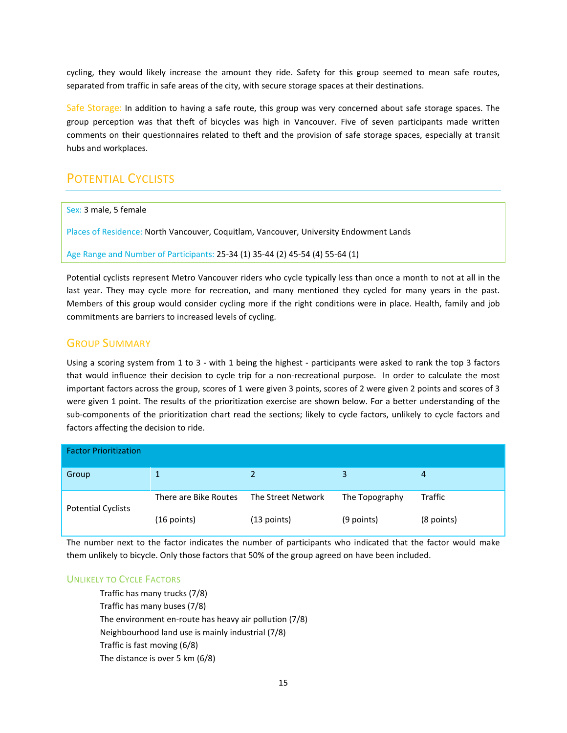cycling, they would likely increase the amount they ride. Safety for this group seemed to mean safe routes, separated from traffic in safe areas of the city, with secure storage spaces at their destinations.

Safe Storage: In addition to having a safe route, this group was very concerned about safe storage spaces. The group perception was that theft of bicycles was high in Vancouver. Five of seven participants made written comments on their questionnaires related to theft and the provision of safe storage spaces, especially at transit hubs and workplaces.

## Potential Cyclists

Sex: 3 male, 5 female

Places of Residence: North Vancouver, Coquitlam, Vancouver, University Endowment Lands

Age Range and Number of Participants: 25-34 (1) 35-44 (2) 45-54 (4) 55-64 (1)

Potential cyclists represent Metro Vancouver riders who cycle typically less than once a month to not at all in the last year. They may cycle more for recreation, and many mentioned they cycled for many years in the past. Members of this group would consider cycling more if the right conditions were in place. Health, family and job commitments are barriers to increased levels of cycling.

### Group Summary

Using a scoring system from 1 to 3 - with 1 being the highest - participants were asked to rank the top 3 factors that would influence their decision to cycle trip for a non-recreational purpose. In order to calculate the most important factors across the group, scores of 1 were given 3 points, scores of 2 were given 2 points and scores of 3 were given 1 point. The results of the prioritization exercise are shown below. For a better understanding of the sub-components of the prioritization chart read the sections; likely to cycle factors, unlikely to cycle factors and factors affecting the decision to ride.

| Factor Prioritization | | | | |
|---|---|---|---|---|
| Group | 1 | 2 | 3 | 4 |
| Potential Cyclists | There are Bike Routes (16 points) | The Street Network (13 points) | The Topography (9 points) | Traffic (8 points) |

The number next to the factor indicates the number of participants who indicated that the factor would make them unlikely to bicycle. Only those factors that 50% of the group agreed on have been included.

#### Unlikely to Cycle Factors

- Traffic has many trucks (7/8)
- Traffic has many buses (7/8)
- The environment en-route has heavy air pollution (7/8)
- Neighbourhood land use is mainly industrial (7/8)
- Traffic is fast moving (6/8)
- The distance is over 5 km (6/8)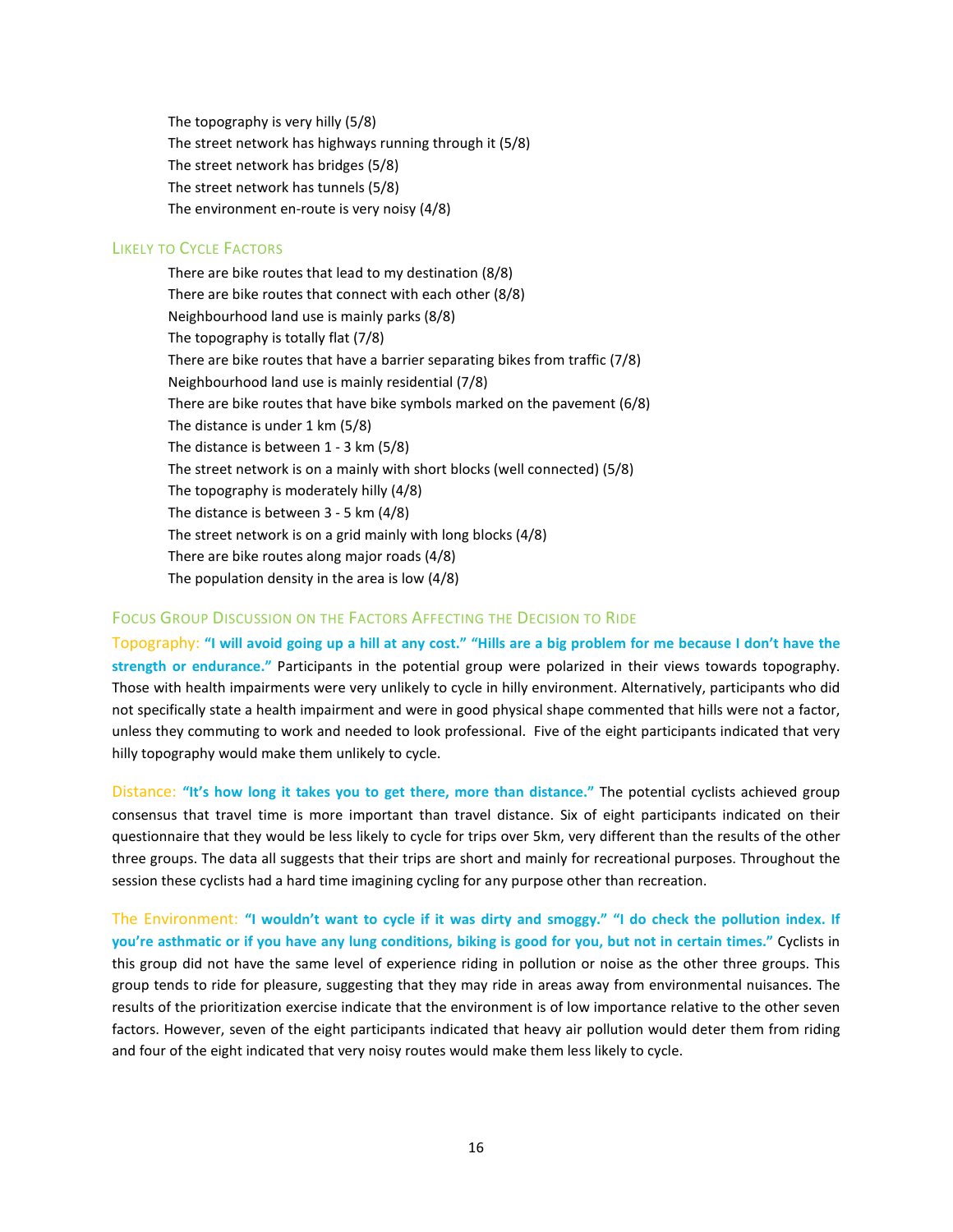The topography is very hilly (5/8)
The street network has highways running through it (5/8)
The street network has bridges (5/8)
The street network has tunnels (5/8)
The environment en-route is very noisy (4/8)

### Likely to Cycle Factors

There are bike routes that lead to my destination (8/8)
There are bike routes that connect with each other (8/8)
Neighbourhood land use is mainly parks (8/8)
The topography is totally flat (7/8)
There are bike routes that have a barrier separating bikes from traffic (7/8)
Neighbourhood land use is mainly residential (7/8)
There are bike routes that have bike symbols marked on the pavement (6/8)
The distance is under 1 km (5/8)
The distance is between 1 - 3 km (5/8)
The street network is on a mainly with short blocks (well connected) (5/8)
The topography is moderately hilly (4/8)
The distance is between 3 - 5 km (4/8)
The street network is on a grid mainly with long blocks (4/8)
There are bike routes along major roads (4/8)
The population density in the area is low (4/8)

### Focus Group Discussion on the Factors Affecting the Decision to Ride

Topography: **"I will avoid going up a hill at any cost." "Hills are a big problem for me because I don't have the strength or endurance."** Participants in the potential group were polarized in their views towards topography. Those with health impairments were very unlikely to cycle in hilly environment. Alternatively, participants who did not specifically state a health impairment and were in good physical shape commented that hills were not a factor, unless they commuting to work and needed to look professional. Five of the eight participants indicated that very hilly topography would make them unlikely to cycle.

Distance: **"It's how long it takes you to get there, more than distance."** The potential cyclists achieved group consensus that travel time is more important than travel distance. Six of eight participants indicated on their questionnaire that they would be less likely to cycle for trips over 5km, very different than the results of the other three groups. The data all suggests that their trips are short and mainly for recreational purposes. Throughout the session these cyclists had a hard time imagining cycling for any purpose other than recreation.

The Environment: **"I wouldn't want to cycle if it was dirty and smoggy." "I do check the pollution index. If you're asthmatic or if you have any lung conditions, biking is good for you, but not in certain times."** Cyclists in this group did not have the same level of experience riding in pollution or noise as the other three groups. This group tends to ride for pleasure, suggesting that they may ride in areas away from environmental nuisances. The results of the prioritization exercise indicate that the environment is of low importance relative to the other seven factors. However, seven of the eight participants indicated that heavy air pollution would deter them from riding and four of the eight indicated that very noisy routes would make them less likely to cycle.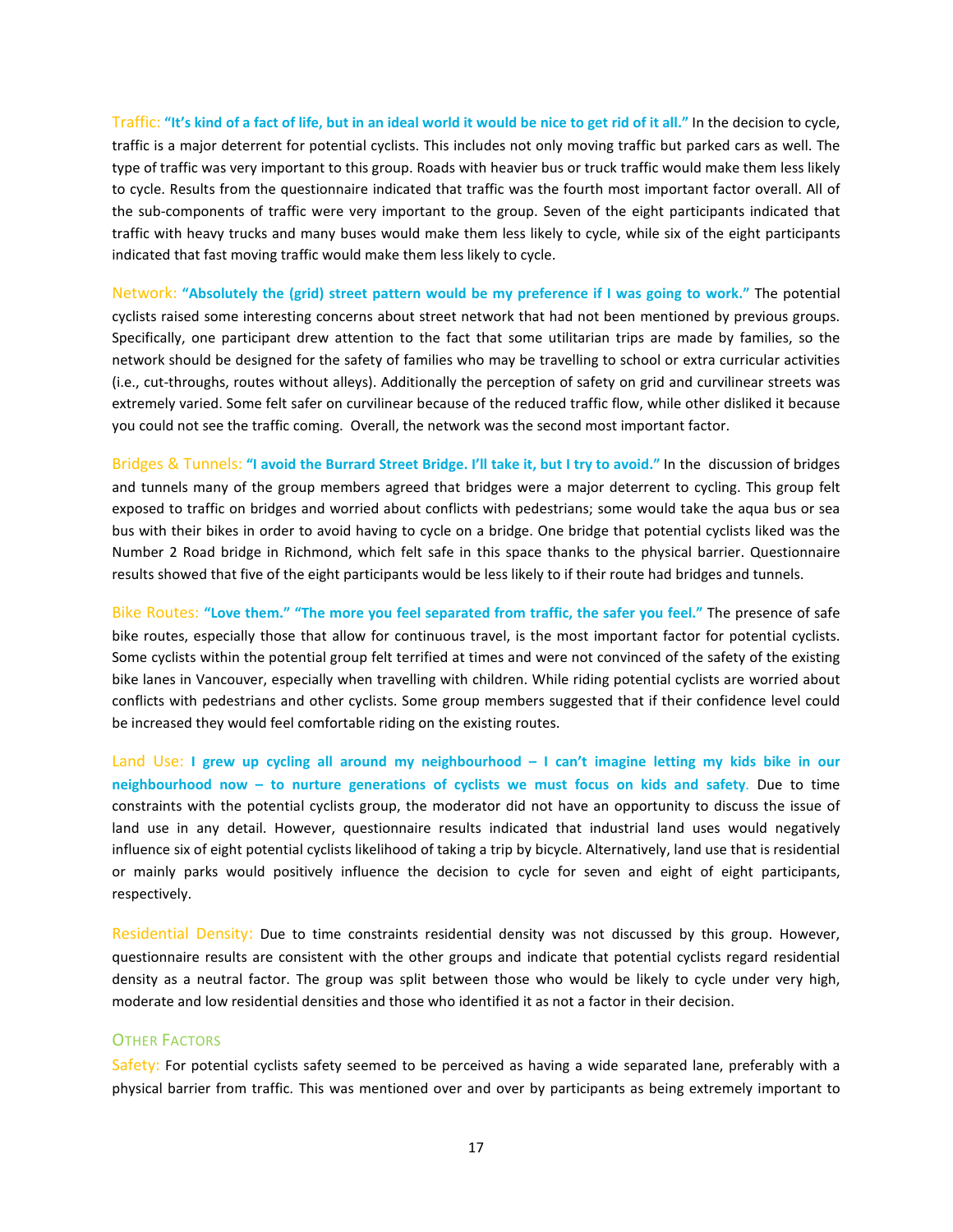**Traffic:** **"It's kind of a fact of life, but in an ideal world it would be nice to get rid of it all."** In the decision to cycle, traffic is a major deterrent for potential cyclists. This includes not only moving traffic but parked cars as well. The type of traffic was very important to this group. Roads with heavier bus or truck traffic would make them less likely to cycle. Results from the questionnaire indicated that traffic was the fourth most important factor overall. All of the sub-components of traffic were very important to the group. Seven of the eight participants indicated that traffic with heavy trucks and many buses would make them less likely to cycle, while six of the eight participants indicated that fast moving traffic would make them less likely to cycle.

**Network:** **"Absolutely the (grid) street pattern would be my preference if I was going to work."** The potential cyclists raised some interesting concerns about street network that had not been mentioned by previous groups. Specifically, one participant drew attention to the fact that some utilitarian trips are made by families, so the network should be designed for the safety of families who may be travelling to school or extra curricular activities (i.e., cut-throughs, routes without alleys). Additionally the perception of safety on grid and curvilinear streets was extremely varied. Some felt safer on curvilinear because of the reduced traffic flow, while other disliked it because you could not see the traffic coming. Overall, the network was the second most important factor.

**Bridges & Tunnels:** **"I avoid the Burrard Street Bridge. I'll take it, but I try to avoid."** In the discussion of bridges and tunnels many of the group members agreed that bridges were a major deterrent to cycling. This group felt exposed to traffic on bridges and worried about conflicts with pedestrians; some would take the aqua bus or sea bus with their bikes in order to avoid having to cycle on a bridge. One bridge that potential cyclists liked was the Number 2 Road bridge in Richmond, which felt safe in this space thanks to the physical barrier. Questionnaire results showed that five of the eight participants would be less likely to if their route had bridges and tunnels.

**Bike Routes:** **"Love them." "The more you feel separated from traffic, the safer you feel."** The presence of safe bike routes, especially those that allow for continuous travel, is the most important factor for potential cyclists. Some cyclists within the potential group felt terrified at times and were not convinced of the safety of the existing bike lanes in Vancouver, especially when travelling with children. While riding potential cyclists are worried about conflicts with pedestrians and other cyclists. Some group members suggested that if their confidence level could be increased they would feel comfortable riding on the existing routes.

**Land Use:** **I grew up cycling all around my neighbourhood – I can't imagine letting my kids bike in our neighbourhood now – to nurture generations of cyclists we must focus on kids and safety.** Due to time constraints with the potential cyclists group, the moderator did not have an opportunity to discuss the issue of land use in any detail. However, questionnaire results indicated that industrial land uses would negatively influence six of eight potential cyclists likelihood of taking a trip by bicycle. Alternatively, land use that is residential or mainly parks would positively influence the decision to cycle for seven and eight of eight participants, respectively.

**Residential Density:** Due to time constraints residential density was not discussed by this group. However, questionnaire results are consistent with the other groups and indicate that potential cyclists regard residential density as a neutral factor. The group was split between those who would be likely to cycle under very high, moderate and low residential densities and those who identified it as not a factor in their decision.

### Other Factors

**Safety:** For potential cyclists safety seemed to be perceived as having a wide separated lane, preferably with a physical barrier from traffic. This was mentioned over and over by participants as being extremely important to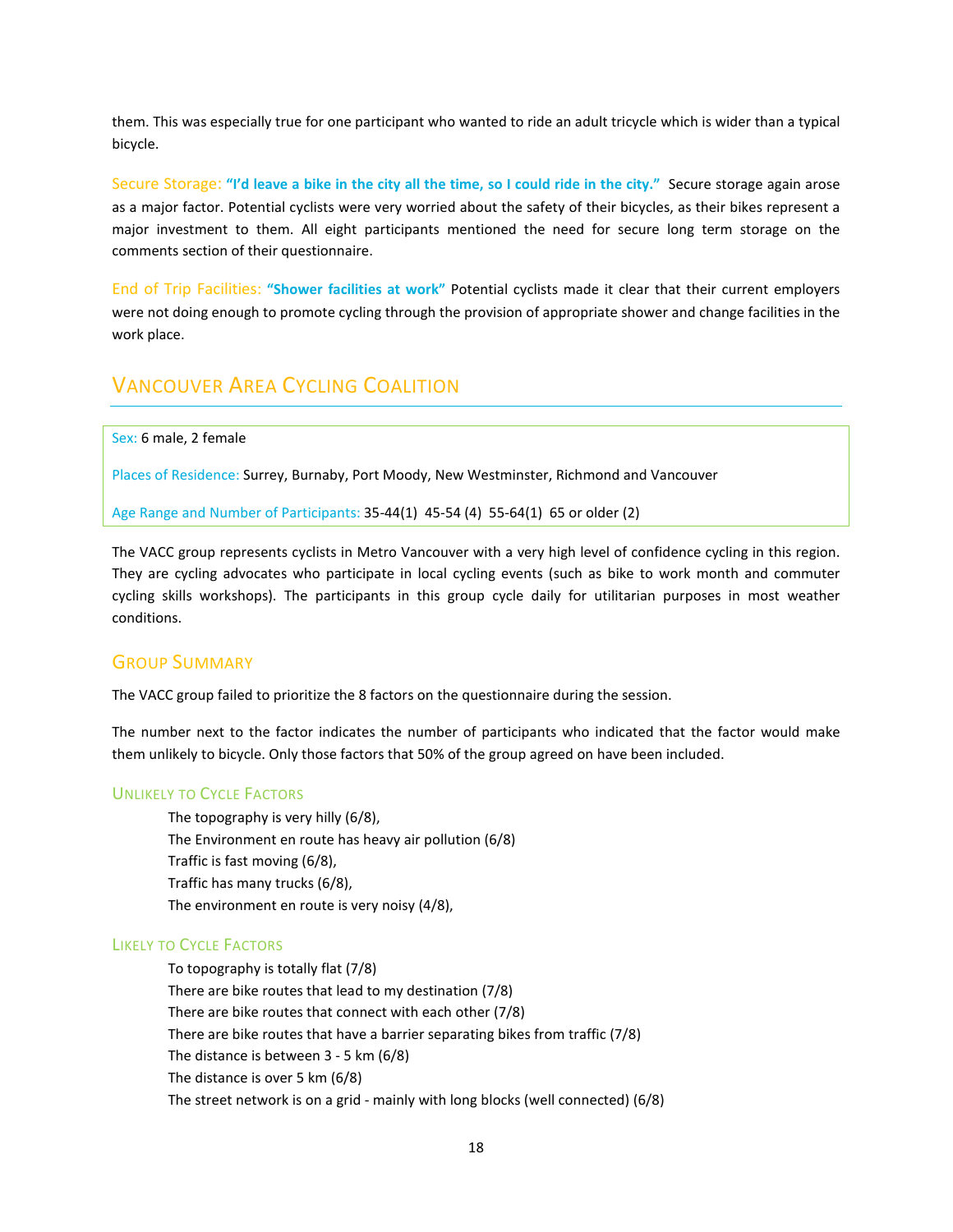them. This was especially true for one participant who wanted to ride an adult tricycle which is wider than a typical bicycle.

Secure Storage: **"I'd leave a bike in the city all the time, so I could ride in the city."** Secure storage again arose as a major factor. Potential cyclists were very worried about the safety of their bicycles, as their bikes represent a major investment to them. All eight participants mentioned the need for secure long term storage on the comments section of their questionnaire.

End of Trip Facilities: **"Shower facilities at work"** Potential cyclists made it clear that their current employers were not doing enough to promote cycling through the provision of appropriate shower and change facilities in the work place.

## Vancouver Area Cycling Coalition

Sex: 6 male, 2 female

Places of Residence: Surrey, Burnaby, Port Moody, New Westminster, Richmond and Vancouver

Age Range and Number of Participants: 35-44(1) 45-54 (4) 55-64(1) 65 or older (2)

The VACC group represents cyclists in Metro Vancouver with a very high level of confidence cycling in this region. They are cycling advocates who participate in local cycling events (such as bike to work month and commuter cycling skills workshops). The participants in this group cycle daily for utilitarian purposes in most weather conditions.

### Group Summary

The VACC group failed to prioritize the 8 factors on the questionnaire during the session.

The number next to the factor indicates the number of participants who indicated that the factor would make them unlikely to bicycle. Only those factors that 50% of the group agreed on have been included.

#### Unlikely to Cycle Factors

- The topography is very hilly (6/8),
- The Environment en route has heavy air pollution (6/8)
- Traffic is fast moving (6/8),
- Traffic has many trucks (6/8),
- The environment en route is very noisy (4/8),

#### Likely to Cycle Factors

- To topography is totally flat (7/8)
- There are bike routes that lead to my destination (7/8)
- There are bike routes that connect with each other (7/8)
- There are bike routes that have a barrier separating bikes from traffic (7/8)
- The distance is between 3 - 5 km (6/8)
- The distance is over 5 km (6/8)
- The street network is on a grid - mainly with long blocks (well connected) (6/8)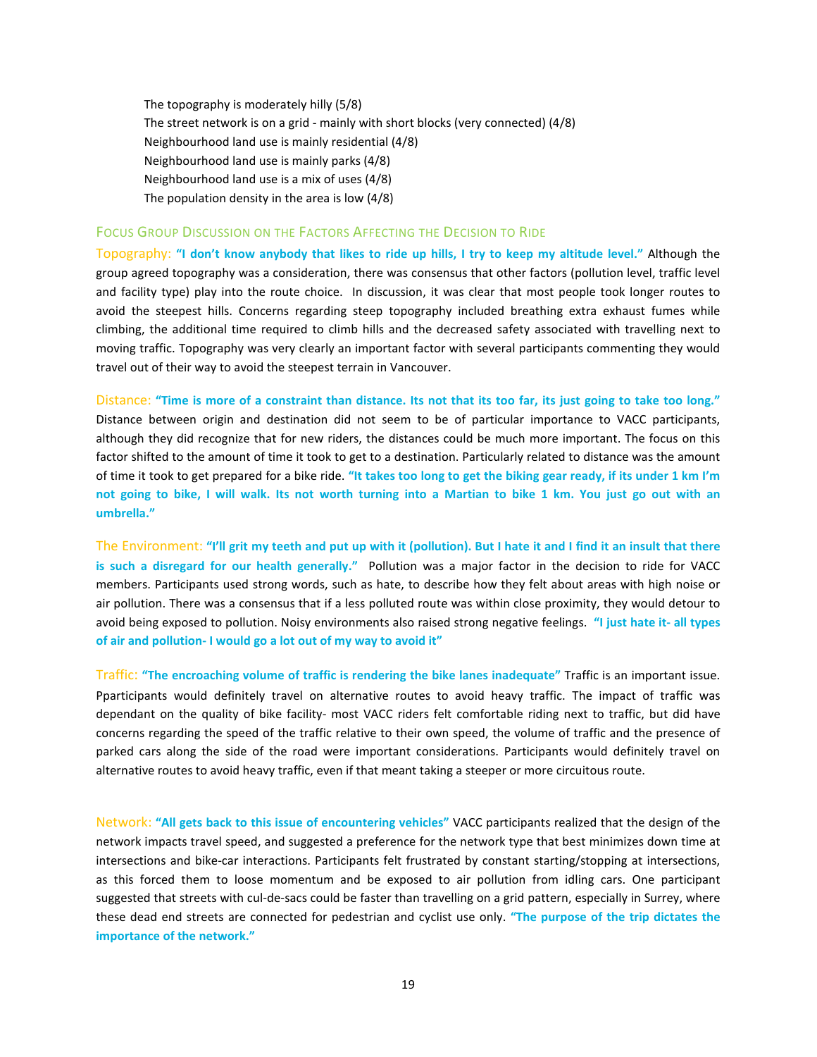The topography is moderately hilly (5/8)
The street network is on a grid - mainly with short blocks (very connected) (4/8)
Neighbourhood land use is mainly residential (4/8)
Neighbourhood land use is mainly parks (4/8)
Neighbourhood land use is a mix of uses (4/8)
The population density in the area is low (4/8)

## Focus Group Discussion on the Factors Affecting the Decision to Ride

Topography: **"I don't know anybody that likes to ride up hills, I try to keep my altitude level."** Although the group agreed topography was a consideration, there was consensus that other factors (pollution level, traffic level and facility type) play into the route choice. In discussion, it was clear that most people took longer routes to avoid the steepest hills. Concerns regarding steep topography included breathing extra exhaust fumes while climbing, the additional time required to climb hills and the decreased safety associated with travelling next to moving traffic. Topography was very clearly an important factor with several participants commenting they would travel out of their way to avoid the steepest terrain in Vancouver.

Distance: **"Time is more of a constraint than distance. Its not that its too far, its just going to take too long."** Distance between origin and destination did not seem to be of particular importance to VACC participants, although they did recognize that for new riders, the distances could be much more important. The focus on this factor shifted to the amount of time it took to get to a destination. Particularly related to distance was the amount of time it took to get prepared for a bike ride. **"It takes too long to get the biking gear ready, if its under 1 km I'm not going to bike, I will walk. Its not worth turning into a Martian to bike 1 km. You just go out with an umbrella."**

The Environment: **"I'll grit my teeth and put up with it (pollution). But I hate it and I find it an insult that there is such a disregard for our health generally."** Pollution was a major factor in the decision to ride for VACC members. Participants used strong words, such as hate, to describe how they felt about areas with high noise or air pollution. There was a consensus that if a less polluted route was within close proximity, they would detour to avoid being exposed to pollution. Noisy environments also raised strong negative feelings. **"I just hate it- all types of air and pollution- I would go a lot out of my way to avoid it"**

Traffic: **"The encroaching volume of traffic is rendering the bike lanes inadequate"** Traffic is an important issue. Pparticipants would definitely travel on alternative routes to avoid heavy traffic. The impact of traffic was dependant on the quality of bike facility- most VACC riders felt comfortable riding next to traffic, but did have concerns regarding the speed of the traffic relative to their own speed, the volume of traffic and the presence of parked cars along the side of the road were important considerations. Participants would definitely travel on alternative routes to avoid heavy traffic, even if that meant taking a steeper or more circuitous route.

Network: **"All gets back to this issue of encountering vehicles"** VACC participants realized that the design of the network impacts travel speed, and suggested a preference for the network type that best minimizes down time at intersections and bike-car interactions. Participants felt frustrated by constant starting/stopping at intersections, as this forced them to loose momentum and be exposed to air pollution from idling cars. One participant suggested that streets with cul-de-sacs could be faster than travelling on a grid pattern, especially in Surrey, where these dead end streets are connected for pedestrian and cyclist use only. **"The purpose of the trip dictates the importance of the network."**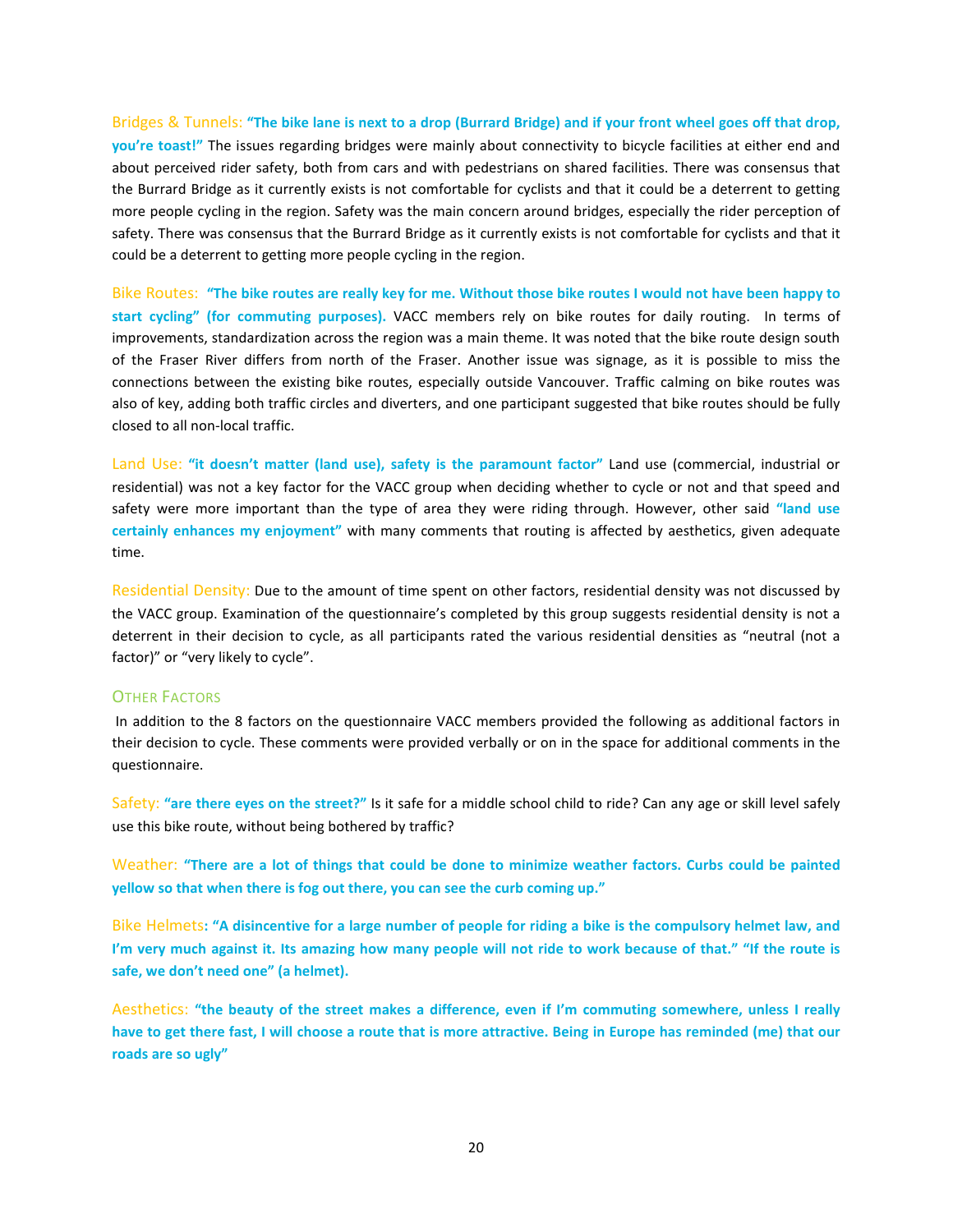Bridges & Tunnels: **"The bike lane is next to a drop (Burrard Bridge) and if your front wheel goes off that drop, you're toast!"** The issues regarding bridges were mainly about connectivity to bicycle facilities at either end and about perceived rider safety, both from cars and with pedestrians on shared facilities. There was consensus that the Burrard Bridge as it currently exists is not comfortable for cyclists and that it could be a deterrent to getting more people cycling in the region. Safety was the main concern around bridges, especially the rider perception of safety. There was consensus that the Burrard Bridge as it currently exists is not comfortable for cyclists and that it could be a deterrent to getting more people cycling in the region.

Bike Routes: **"The bike routes are really key for me. Without those bike routes I would not have been happy to start cycling" (for commuting purposes).** VACC members rely on bike routes for daily routing. In terms of improvements, standardization across the region was a main theme. It was noted that the bike route design south of the Fraser River differs from north of the Fraser. Another issue was signage, as it is possible to miss the connections between the existing bike routes, especially outside Vancouver. Traffic calming on bike routes was also of key, adding both traffic circles and diverters, and one participant suggested that bike routes should be fully closed to all non-local traffic.

Land Use: **"it doesn't matter (land use), safety is the paramount factor"** Land use (commercial, industrial or residential) was not a key factor for the VACC group when deciding whether to cycle or not and that speed and safety were more important than the type of area they were riding through. However, other said **"land use certainly enhances my enjoyment"** with many comments that routing is affected by aesthetics, given adequate time.

Residential Density: Due to the amount of time spent on other factors, residential density was not discussed by the VACC group. Examination of the questionnaire's completed by this group suggests residential density is not a deterrent in their decision to cycle, as all participants rated the various residential densities as "neutral (not a factor)" or "very likely to cycle".

### Other Factors

In addition to the 8 factors on the questionnaire VACC members provided the following as additional factors in their decision to cycle. These comments were provided verbally or on in the space for additional comments in the questionnaire.

Safety: **"are there eyes on the street?"** Is it safe for a middle school child to ride? Can any age or skill level safely use this bike route, without being bothered by traffic?

Weather: **"There are a lot of things that could be done to minimize weather factors. Curbs could be painted yellow so that when there is fog out there, you can see the curb coming up."**

Bike Helmets**: "A disincentive for a large number of people for riding a bike is the compulsory helmet law, and I'm very much against it. Its amazing how many people will not ride to work because of that." "If the route is safe, we don't need one" (a helmet).**

Aesthetics: **"the beauty of the street makes a difference, even if I'm commuting somewhere, unless I really have to get there fast, I will choose a route that is more attractive. Being in Europe has reminded (me) that our roads are so ugly"**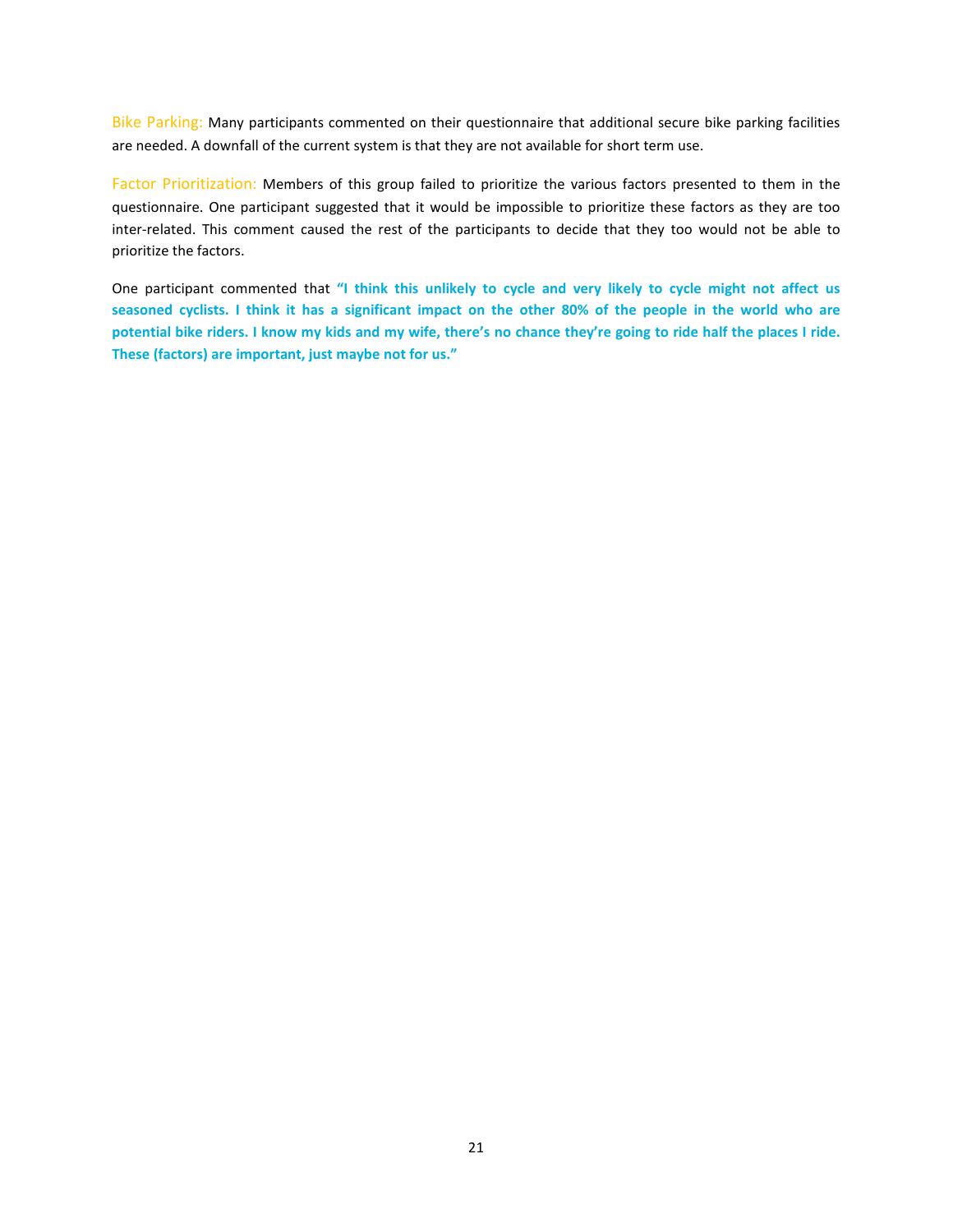Bike Parking: Many participants commented on their questionnaire that additional secure bike parking facilities are needed. A downfall of the current system is that they are not available for short term use.

Factor Prioritization: Members of this group failed to prioritize the various factors presented to them in the questionnaire. One participant suggested that it would be impossible to prioritize these factors as they are too inter-related. This comment caused the rest of the participants to decide that they too would not be able to prioritize the factors.

One participant commented that **"I think this unlikely to cycle and very likely to cycle might not affect us seasoned cyclists. I think it has a significant impact on the other 80% of the people in the world who are potential bike riders. I know my kids and my wife, there's no chance they're going to ride half the places I ride. These (factors) are important, just maybe not for us."**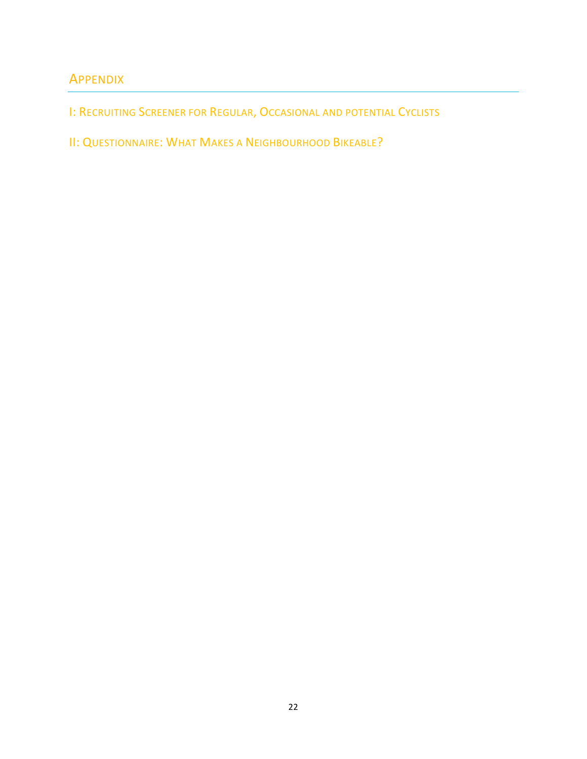# Appendix

## I: Recruiting Screener for Regular, Occasional and potential Cyclists

## II: Questionnaire: What Makes a Neighbourhood Bikeable?